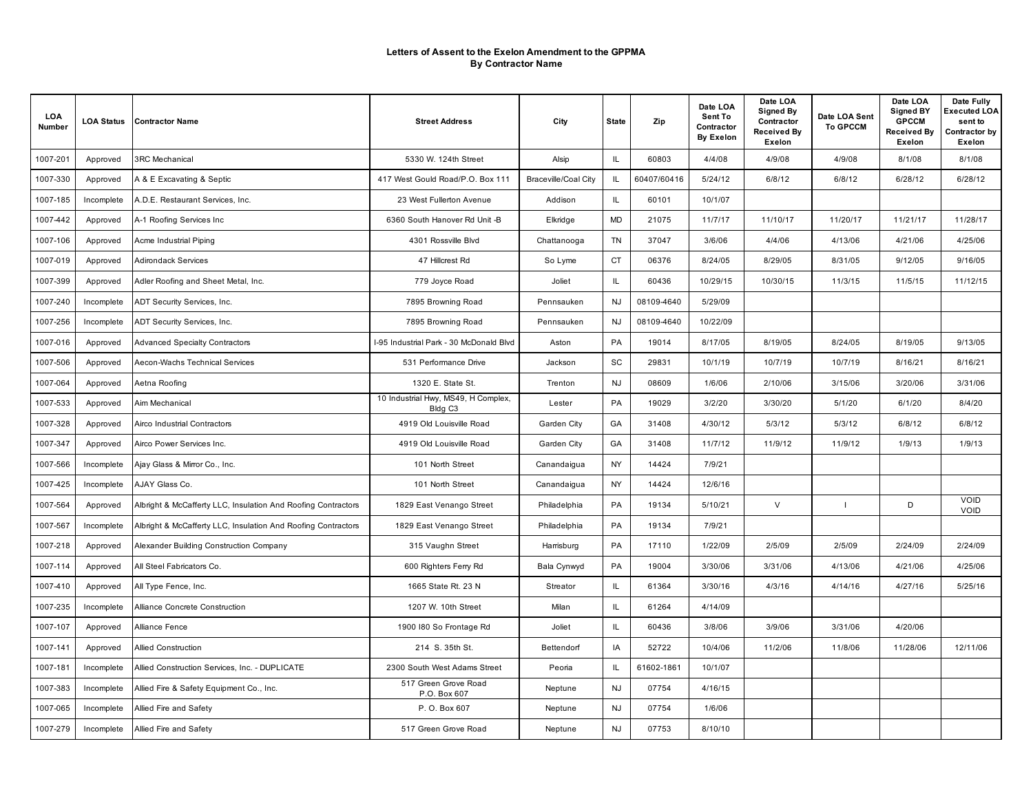# Letters of Assent to the Exelon Amendment to the GPPMA
## By Contractor Name

| LOA Number | LOA Status | Contractor Name | Street Address | City | State | Zip | Date LOA Sent To Contractor By Exelon | Date LOA Signed By Contractor Received By Exelon | Date LOA Sent To GPCCM | Date LOA Signed BY GPCCM Received By Exelon | Date Fully Executed LOA sent to Contractor by Exelon |
|---|---|---|---|---|---|---|---|---|---|---|---|
| 1007-201 | Approved | 3RC Mechanical | 5330 W. 124th Street | Alsip | IL | 60803 | 4/4/08 | 4/9/08 | 4/9/08 | 8/1/08 | 8/1/08 |
| 1007-330 | Approved | A & E Excavating & Septic | 417 West Gould Road/P.O. Box 111 | Braceville/Coal City | IL | 60407/60416 | 5/24/12 | 6/8/12 | 6/8/12 | 6/28/12 | 6/28/12 |
| 1007-185 | Incomplete | A.D.E. Restaurant Services, Inc. | 23 West Fullerton Avenue | Addison | IL | 60101 | 10/1/07 | | | | |
| 1007-442 | Approved | A-1 Roofing Services Inc | 6360 South Hanover Rd Unit -B | Elkridge | MD | 21075 | 11/7/17 | 11/10/17 | 11/20/17 | 11/21/17 | 11/28/17 |
| 1007-106 | Approved | Acme Industrial Piping | 4301 Rossville Blvd | Chattanooga | TN | 37047 | 3/6/06 | 4/4/06 | 4/13/06 | 4/21/06 | 4/25/06 |
| 1007-019 | Approved | Adirondack Services | 47 Hillcrest Rd | So Lyme | CT | 06376 | 8/24/05 | 8/29/05 | 8/31/05 | 9/12/05 | 9/16/05 |
| 1007-399 | Approved | Adler Roofing and Sheet Metal, Inc. | 779 Joyce Road | Joliet | IL | 60436 | 10/29/15 | 10/30/15 | 11/3/15 | 11/5/15 | 11/12/15 |
| 1007-240 | Incomplete | ADT Security Services, Inc. | 7895 Browning Road | Pennsauken | NJ | 08109-4640 | 5/29/09 | | | | |
| 1007-256 | Incomplete | ADT Security Services, Inc. | 7895 Browning Road | Pennsauken | NJ | 08109-4640 | 10/22/09 | | | | |
| 1007-016 | Approved | Advanced Specialty Contractors | I-95 Industrial Park - 30 McDonald Blvd | Aston | PA | 19014 | 8/17/05 | 8/19/05 | 8/24/05 | 8/19/05 | 9/13/05 |
| 1007-506 | Approved | Aecon-Wachs Technical Services | 531 Performance Drive | Jackson | SC | 29831 | 10/1/19 | 10/7/19 | 10/7/19 | 8/16/21 | 8/16/21 |
| 1007-064 | Approved | Aetna Roofing | 1320 E. State St. | Trenton | NJ | 08609 | 1/6/06 | 2/10/06 | 3/15/06 | 3/20/06 | 3/31/06 |
| 1007-533 | Approved | Aim Mechanical | 10 Industrial Hwy, MS49, H Complex, Bldg C3 | Lester | PA | 19029 | 3/2/20 | 3/30/20 | 5/1/20 | 6/1/20 | 8/4/20 |
| 1007-328 | Approved | Airco Industrial Contractors | 4919 Old Louisville Road | Garden City | GA | 31408 | 4/30/12 | 5/3/12 | 5/3/12 | 6/8/12 | 6/8/12 |
| 1007-347 | Approved | Airco Power Services Inc. | 4919 Old Louisville Road | Garden City | GA | 31408 | 11/7/12 | 11/9/12 | 11/9/12 | 1/9/13 | 1/9/13 |
| 1007-566 | Incomplete | Ajay Glass & Mirror Co., Inc. | 101 North Street | Canandaigua | NY | 14424 | 7/9/21 | | | | |
| 1007-425 | Incomplete | AJAY Glass Co. | 101 North Street | Canandaigua | NY | 14424 | 12/6/16 | | | | |
| 1007-564 | Approved | Albright & McCafferty LLC, Insulation And Roofing Contractors | 1829 East Venango Street | Philadelphia | PA | 19134 | 5/10/21 | V | I | D | VOID VOID |
| 1007-567 | Incomplete | Albright & McCafferty LLC, Insulation And Roofing Contractors | 1829 East Venango Street | Philadelphia | PA | 19134 | 7/9/21 | | | | |
| 1007-218 | Approved | Alexander Building Construction Company | 315 Vaughn Street | Harrisburg | PA | 17110 | 1/22/09 | 2/5/09 | 2/5/09 | 2/24/09 | 2/24/09 |
| 1007-114 | Approved | All Steel Fabricators Co. | 600 Righters Ferry Rd | Bala Cynwyd | PA | 19004 | 3/30/06 | 3/31/06 | 4/13/06 | 4/21/06 | 4/25/06 |
| 1007-410 | Approved | All Type Fence, Inc. | 1665 State Rt. 23 N | Streator | IL | 61364 | 3/30/16 | 4/3/16 | 4/14/16 | 4/27/16 | 5/25/16 |
| 1007-235 | Incomplete | Alliance Concrete Construction | 1207 W. 10th Street | Milan | IL | 61264 | 4/14/09 | | | | |
| 1007-107 | Approved | Alliance Fence | 1900 I80 So Frontage Rd | Joliet | IL | 60436 | 3/8/06 | 3/9/06 | 3/31/06 | 4/20/06 | |
| 1007-141 | Approved | Allied Construction | 214 S. 35th St. | Bettendorf | IA | 52722 | 10/4/06 | 11/2/06 | 11/8/06 | 11/28/06 | 12/11/06 |
| 1007-181 | Incomplete | Allied Construction Services, Inc. - DUPLICATE | 2300 South West Adams Street | Peoria | IL | 61602-1861 | 10/1/07 | | | | |
| 1007-383 | Incomplete | Allied Fire & Safety Equipment Co., Inc. | 517 Green Grove Road P.O. Box 607 | Neptune | NJ | 07754 | 4/16/15 | | | | |
| 1007-065 | Incomplete | Allied Fire and Safety | P. O. Box 607 | Neptune | NJ | 07754 | 1/6/06 | | | | |
| 1007-279 | Incomplete | Allied Fire and Safety | 517 Green Grove Road | Neptune | NJ | 07753 | 8/10/10 | | | | |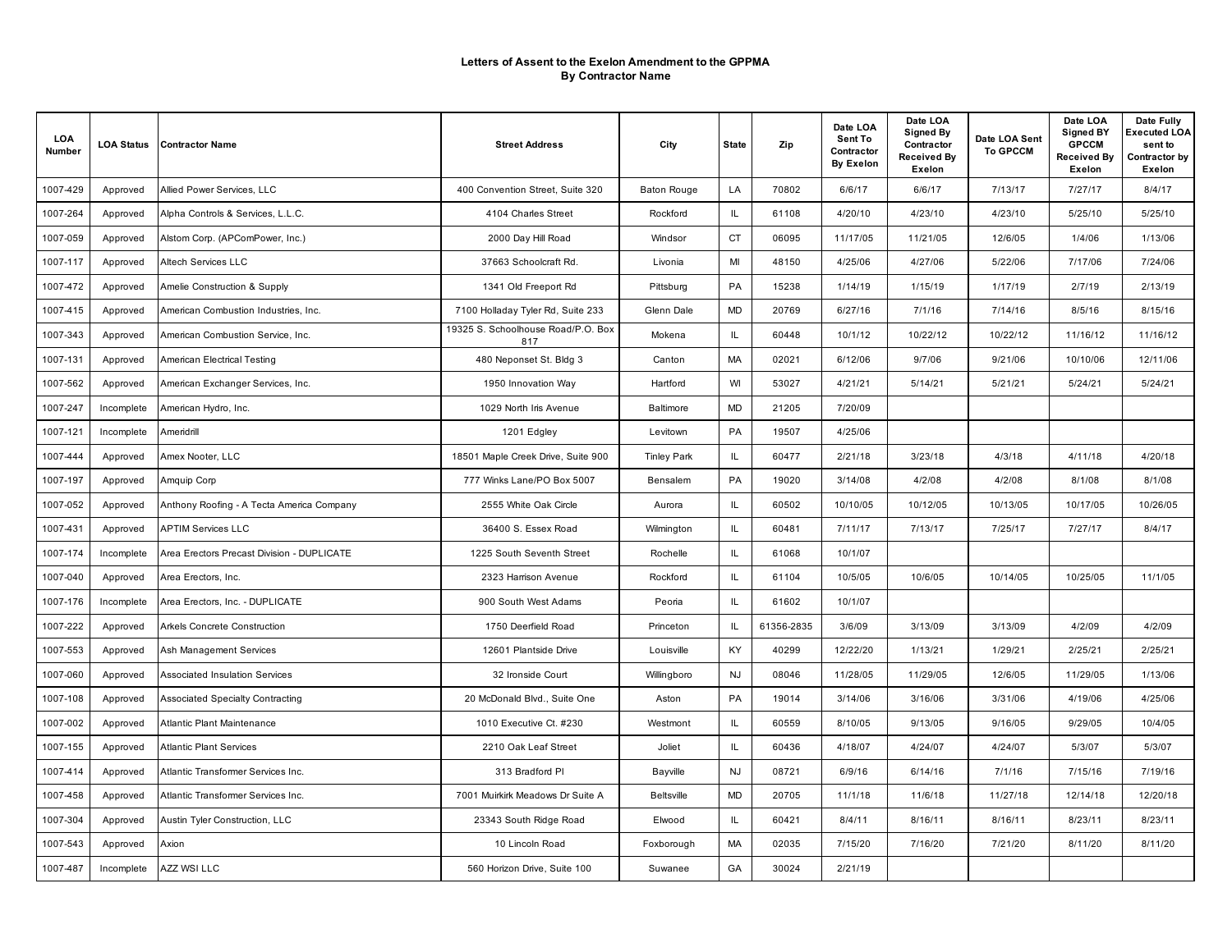**Letters of Assent to the Exelon Amendment to the GPPMA**
**By Contractor Name**

| LOA Number | LOA Status | Contractor Name | Street Address | City | State | Zip | Date LOA Sent To Contractor By Exelon | Date LOA Signed By Contractor Received By Exelon | Date LOA Sent To GPCCM | Date LOA Signed BY GPCCM Received By Exelon | Date Fully Executed LOA sent to Contractor by Exelon |
|---|---|---|---|---|---|---|---|---|---|---|---|
| 1007-429 | Approved | Allied Power Services, LLC | 400 Convention Street, Suite 320 | Baton Rouge | LA | 70802 | 6/6/17 | 6/6/17 | 7/13/17 | 7/27/17 | 8/4/17 |
| 1007-264 | Approved | Alpha Controls & Services, L.L.C. | 4104 Charles Street | Rockford | IL | 61108 | 4/20/10 | 4/23/10 | 4/23/10 | 5/25/10 | 5/25/10 |
| 1007-059 | Approved | Alstom Corp. (APComPower, Inc.) | 2000 Day Hill Road | Windsor | CT | 06095 | 11/17/05 | 11/21/05 | 12/6/05 | 1/4/06 | 1/13/06 |
| 1007-117 | Approved | Altech Services LLC | 37663 Schoolcraft Rd. | Livonia | MI | 48150 | 4/25/06 | 4/27/06 | 5/22/06 | 7/17/06 | 7/24/06 |
| 1007-472 | Approved | Amelie Construction & Supply | 1341 Old Freeport Rd | Pittsburg | PA | 15238 | 1/14/19 | 1/15/19 | 1/17/19 | 2/7/19 | 2/13/19 |
| 1007-415 | Approved | American Combustion Industries, Inc. | 7100 Holladay Tyler Rd, Suite 233 | Glenn Dale | MD | 20769 | 6/27/16 | 7/1/16 | 7/14/16 | 8/5/16 | 8/15/16 |
| 1007-343 | Approved | American Combustion Service, Inc. | 19325 S. Schoolhouse Road/P.O. Box 817 | Mokena | IL | 60448 | 10/1/12 | 10/22/12 | 10/22/12 | 11/16/12 | 11/16/12 |
| 1007-131 | Approved | American Electrical Testing | 480 Neponset St. Bldg 3 | Canton | MA | 02021 | 6/12/06 | 9/7/06 | 9/21/06 | 10/10/06 | 12/11/06 |
| 1007-562 | Approved | American Exchanger Services, Inc. | 1950 Innovation Way | Hartford | WI | 53027 | 4/21/21 | 5/14/21 | 5/21/21 | 5/24/21 | 5/24/21 |
| 1007-247 | Incomplete | American Hydro, Inc. | 1029 North Iris Avenue | Baltimore | MD | 21205 | 7/20/09 | | | | |
| 1007-121 | Incomplete | Ameridrill | 1201 Edgley | Levitown | PA | 19507 | 4/25/06 | | | | |
| 1007-444 | Approved | Amex Nooter, LLC | 18501 Maple Creek Drive, Suite 900 | Tinley Park | IL | 60477 | 2/21/18 | 3/23/18 | 4/3/18 | 4/11/18 | 4/20/18 |
| 1007-197 | Approved | Amquip Corp | 777 Winks Lane/PO Box 5007 | Bensalem | PA | 19020 | 3/14/08 | 4/2/08 | 4/2/08 | 8/1/08 | 8/1/08 |
| 1007-052 | Approved | Anthony Roofing - A Tecta America Company | 2555 White Oak Circle | Aurora | IL | 60502 | 10/10/05 | 10/12/05 | 10/13/05 | 10/17/05 | 10/26/05 |
| 1007-431 | Approved | APTIM Services LLC | 36400 S. Essex Road | Wilmington | IL | 60481 | 7/11/17 | 7/13/17 | 7/25/17 | 7/27/17 | 8/4/17 |
| 1007-174 | Incomplete | Area Erectors Precast Division - DUPLICATE | 1225 South Seventh Street | Rochelle | IL | 61068 | 10/1/07 | | | | |
| 1007-040 | Approved | Area Erectors, Inc. | 2323 Harrison Avenue | Rockford | IL | 61104 | 10/5/05 | 10/6/05 | 10/14/05 | 10/25/05 | 11/1/05 |
| 1007-176 | Incomplete | Area Erectors, Inc. - DUPLICATE | 900 South West Adams | Peoria | IL | 61602 | 10/1/07 | | | | |
| 1007-222 | Approved | Arkels Concrete Construction | 1750 Deerfield Road | Princeton | IL | 61356-2835 | 3/6/09 | 3/13/09 | 3/13/09 | 4/2/09 | 4/2/09 |
| 1007-553 | Approved | Ash Management Services | 12601 Plantside Drive | Louisville | KY | 40299 | 12/22/20 | 1/13/21 | 1/29/21 | 2/25/21 | 2/25/21 |
| 1007-060 | Approved | Associated Insulation Services | 32 Ironside Court | Willingboro | NJ | 08046 | 11/28/05 | 11/29/05 | 12/6/05 | 11/29/05 | 1/13/06 |
| 1007-108 | Approved | Associated Specialty Contracting | 20 McDonald Blvd., Suite One | Aston | PA | 19014 | 3/14/06 | 3/16/06 | 3/31/06 | 4/19/06 | 4/25/06 |
| 1007-002 | Approved | Atlantic Plant Maintenance | 1010 Executive Ct. #230 | Westmont | IL | 60559 | 8/10/05 | 9/13/05 | 9/16/05 | 9/29/05 | 10/4/05 |
| 1007-155 | Approved | Atlantic Plant Services | 2210 Oak Leaf Street | Joliet | IL | 60436 | 4/18/07 | 4/24/07 | 4/24/07 | 5/3/07 | 5/3/07 |
| 1007-414 | Approved | Atlantic Transformer Services Inc. | 313 Bradford Pl | Bayville | NJ | 08721 | 6/9/16 | 6/14/16 | 7/1/16 | 7/15/16 | 7/19/16 |
| 1007-458 | Approved | Atlantic Transformer Services Inc. | 7001 Muirkirk Meadows Dr Suite A | Beltsville | MD | 20705 | 11/1/18 | 11/6/18 | 11/27/18 | 12/14/18 | 12/20/18 |
| 1007-304 | Approved | Austin Tyler Construction, LLC | 23343 South Ridge Road | Elwood | IL | 60421 | 8/4/11 | 8/16/11 | 8/16/11 | 8/23/11 | 8/23/11 |
| 1007-543 | Approved | Axion | 10 Lincoln Road | Foxborough | MA | 02035 | 7/15/20 | 7/16/20 | 7/21/20 | 8/11/20 | 8/11/20 |
| 1007-487 | Incomplete | AZZ WSI LLC | 560 Horizon Drive, Suite 100 | Suwanee | GA | 30024 | 2/21/19 | | | | |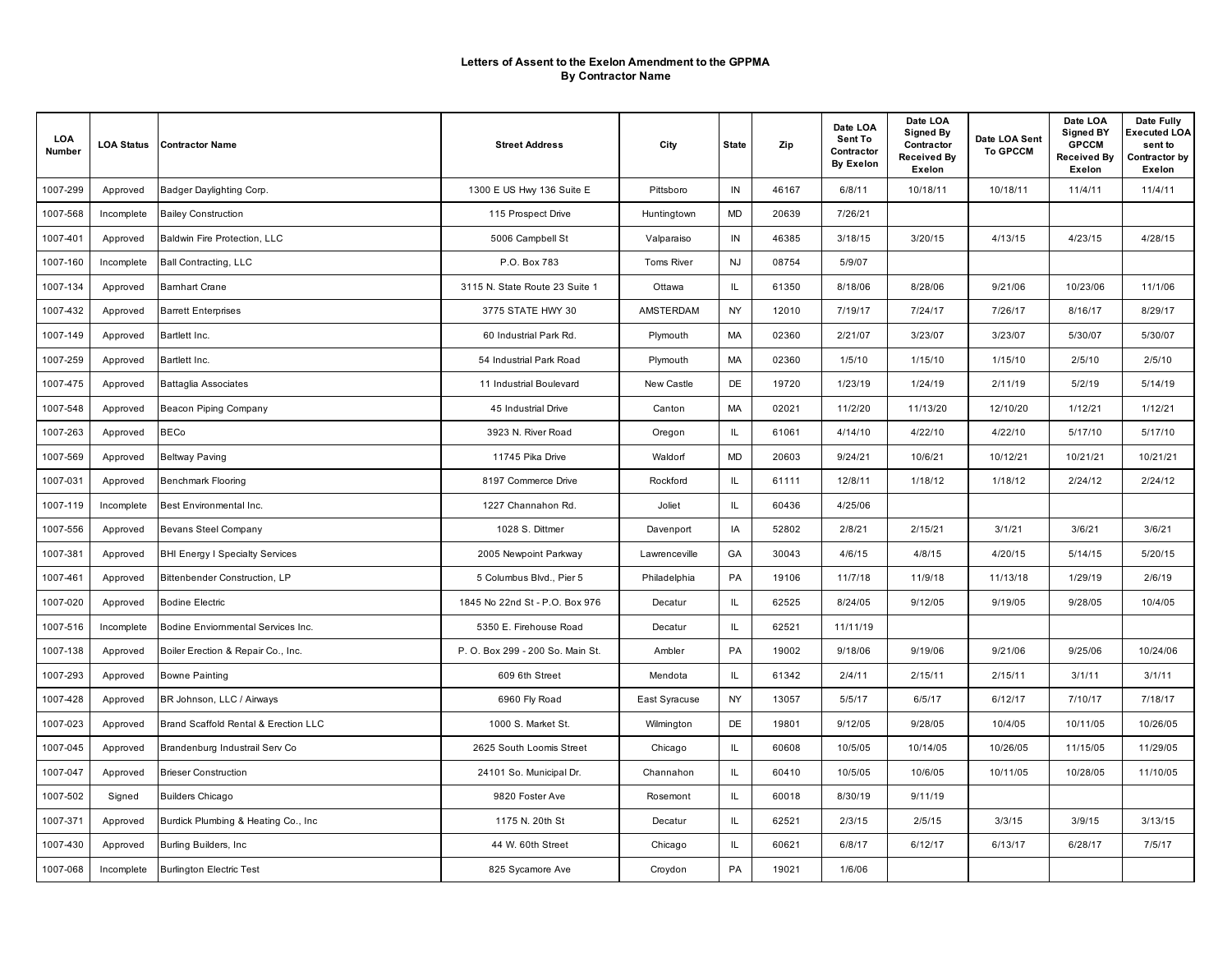**Letters of Assent to the Exelon Amendment to the GPPMA**
**By Contractor Name**

| LOA Number | LOA Status | Contractor Name | Street Address | City | State | Zip | Date LOA Sent To Contractor By Exelon | Date LOA Signed By Contractor Received By Exelon | Date LOA Sent To GPCCM | Date LOA Signed BY GPCCM Received By Exelon | Date Fully Executed LOA sent to Contractor by Exelon |
|---|---|---|---|---|---|---|---|---|---|---|---|
| 1007-299 | Approved | Badger Daylighting Corp. | 1300 E US Hwy 136 Suite E | Pittsboro | IN | 46167 | 6/8/11 | 10/18/11 | 10/18/11 | 11/4/11 | 11/4/11 |
| 1007-568 | Incomplete | Bailey Construction | 115 Prospect Drive | Huntingtown | MD | 20639 | 7/26/21 | | | | |
| 1007-401 | Approved | Baldwin Fire Protection, LLC | 5006 Campbell St | Valparaiso | IN | 46385 | 3/18/15 | 3/20/15 | 4/13/15 | 4/23/15 | 4/28/15 |
| 1007-160 | Incomplete | Ball Contracting, LLC | P.O. Box 783 | Toms River | NJ | 08754 | 5/9/07 | | | | |
| 1007-134 | Approved | Barnhart Crane | 3115 N. State Route 23 Suite 1 | Ottawa | IL | 61350 | 8/18/06 | 8/28/06 | 9/21/06 | 10/23/06 | 11/1/06 |
| 1007-432 | Approved | Barrett Enterprises | 3775 STATE HWY 30 | AMSTERDAM | NY | 12010 | 7/19/17 | 7/24/17 | 7/26/17 | 8/16/17 | 8/29/17 |
| 1007-149 | Approved | Bartlett Inc. | 60 Industrial Park Rd. | Plymouth | MA | 02360 | 2/21/07 | 3/23/07 | 3/23/07 | 5/30/07 | 5/30/07 |
| 1007-259 | Approved | Bartlett Inc. | 54 Industrial Park Road | Plymouth | MA | 02360 | 1/5/10 | 1/15/10 | 1/15/10 | 2/5/10 | 2/5/10 |
| 1007-475 | Approved | Battaglia Associates | 11 Industrial Boulevard | New Castle | DE | 19720 | 1/23/19 | 1/24/19 | 2/11/19 | 5/2/19 | 5/14/19 |
| 1007-548 | Approved | Beacon Piping Company | 45 Industrial Drive | Canton | MA | 02021 | 11/2/20 | 11/13/20 | 12/10/20 | 1/12/21 | 1/12/21 |
| 1007-263 | Approved | BECo | 3923 N. River Road | Oregon | IL | 61061 | 4/14/10 | 4/22/10 | 4/22/10 | 5/17/10 | 5/17/10 |
| 1007-569 | Approved | Beltway Paving | 11745 Pika Drive | Waldorf | MD | 20603 | 9/24/21 | 10/6/21 | 10/12/21 | 10/21/21 | 10/21/21 |
| 1007-031 | Approved | Benchmark Flooring | 8197 Commerce Drive | Rockford | IL | 61111 | 12/8/11 | 1/18/12 | 1/18/12 | 2/24/12 | 2/24/12 |
| 1007-119 | Incomplete | Best Environmental Inc. | 1227 Channahon Rd. | Joliet | IL | 60436 | 4/25/06 | | | | |
| 1007-556 | Approved | Bevans Steel Company | 1028 S. Dittmer | Davenport | IA | 52802 | 2/8/21 | 2/15/21 | 3/1/21 | 3/6/21 | 3/6/21 |
| 1007-381 | Approved | BHI Energy I Specialty Services | 2005 Newpoint Parkway | Lawrenceville | GA | 30043 | 4/6/15 | 4/8/15 | 4/20/15 | 5/14/15 | 5/20/15 |
| 1007-461 | Approved | Bittenbender Construction, LP | 5 Columbus Blvd., Pier 5 | Philadelphia | PA | 19106 | 11/7/18 | 11/9/18 | 11/13/18 | 1/29/19 | 2/6/19 |
| 1007-020 | Approved | Bodine Electric | 1845 No 22nd St - P.O. Box 976 | Decatur | IL | 62525 | 8/24/05 | 9/12/05 | 9/19/05 | 9/28/05 | 10/4/05 |
| 1007-516 | Incomplete | Bodine Enviornmental Services Inc. | 5350 E. Firehouse Road | Decatur | IL | 62521 | 11/11/19 | | | | |
| 1007-138 | Approved | Boiler Erection & Repair Co., Inc. | P. O. Box 299 - 200 So. Main St. | Ambler | PA | 19002 | 9/18/06 | 9/19/06 | 9/21/06 | 9/25/06 | 10/24/06 |
| 1007-293 | Approved | Bowne Painting | 609 6th Street | Mendota | IL | 61342 | 2/4/11 | 2/15/11 | 2/15/11 | 3/1/11 | 3/1/11 |
| 1007-428 | Approved | BR Johnson, LLC / Airways | 6960 Fly Road | East Syracuse | NY | 13057 | 5/5/17 | 6/5/17 | 6/12/17 | 7/10/17 | 7/18/17 |
| 1007-023 | Approved | Brand Scaffold Rental & Erection LLC | 1000 S. Market St. | Wilmington | DE | 19801 | 9/12/05 | 9/28/05 | 10/4/05 | 10/11/05 | 10/26/05 |
| 1007-045 | Approved | Brandenburg Industrail Serv Co | 2625 South Loomis Street | Chicago | IL | 60608 | 10/5/05 | 10/14/05 | 10/26/05 | 11/15/05 | 11/29/05 |
| 1007-047 | Approved | Brieser Construction | 24101 So. Municipal Dr. | Channahon | IL | 60410 | 10/5/05 | 10/6/05 | 10/11/05 | 10/28/05 | 11/10/05 |
| 1007-502 | Signed | Builders Chicago | 9820 Foster Ave | Rosemont | IL | 60018 | 8/30/19 | 9/11/19 | | | |
| 1007-371 | Approved | Burdick Plumbing & Heating Co., Inc | 1175 N. 20th St | Decatur | IL | 62521 | 2/3/15 | 2/5/15 | 3/3/15 | 3/9/15 | 3/13/15 |
| 1007-430 | Approved | Burling Builders, Inc | 44 W. 60th Street | Chicago | IL | 60621 | 6/8/17 | 6/12/17 | 6/13/17 | 6/28/17 | 7/5/17 |
| 1007-068 | Incomplete | Burlington Electric Test | 825 Sycamore Ave | Croydon | PA | 19021 | 1/6/06 | | | | |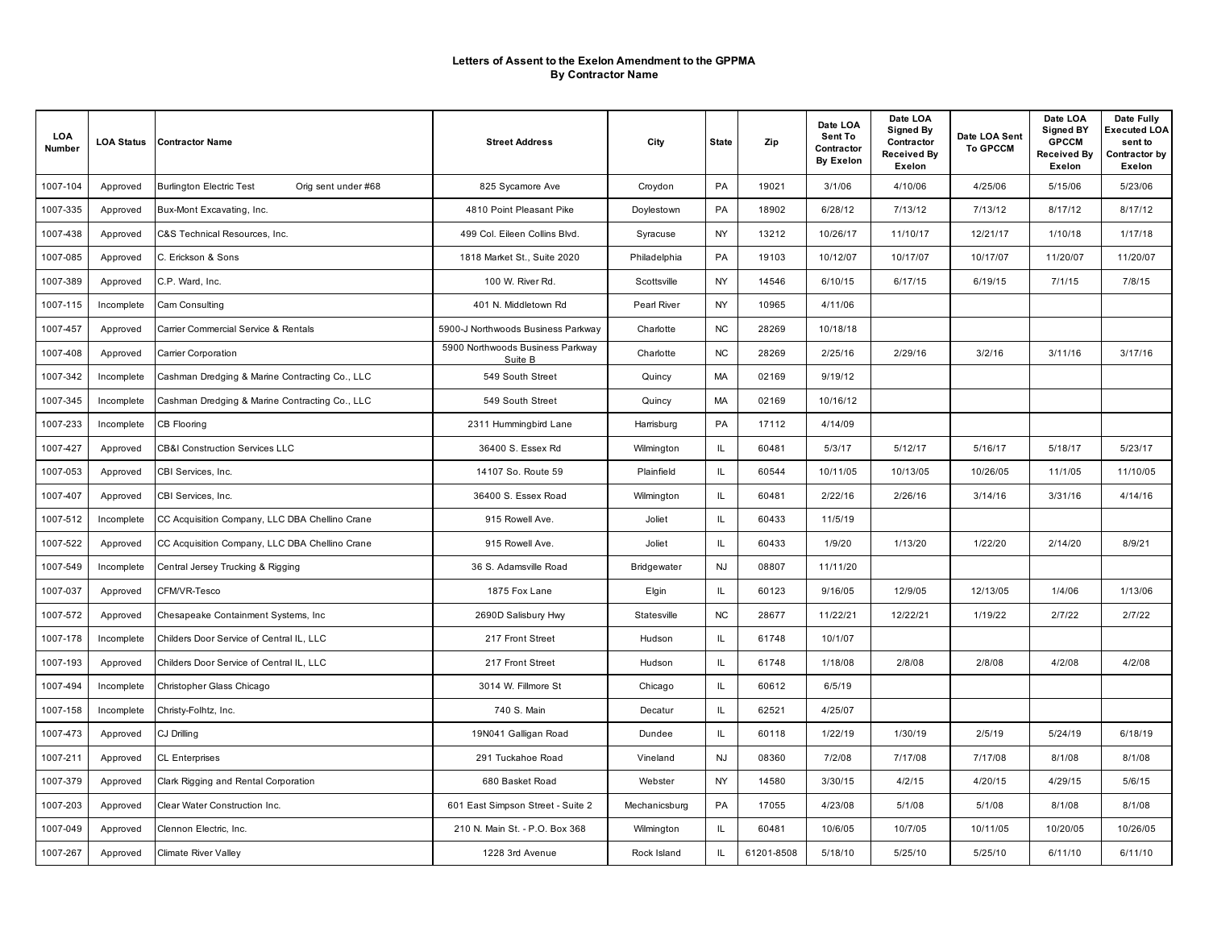**Letters of Assent to the Exelon Amendment to the GPPMA**
**By Contractor Name**

| LOA Number | LOA Status | Contractor Name | Street Address | City | State | Zip | Date LOA Sent To Contractor By Exelon | Date LOA Signed By Contractor Received By Exelon | Date LOA Sent To GPCCM | Date LOA Signed BY GPCCM Received By Exelon | Date Fully Executed LOA sent to Contractor by Exelon |
|---|---|---|---|---|---|---|---|---|---|---|---|
| 1007-104 | Approved | Burlington Electric Test Orig sent under #68 | 825 Sycamore Ave | Croydon | PA | 19021 | 3/1/06 | 4/10/06 | 4/25/06 | 5/15/06 | 5/23/06 |
| 1007-335 | Approved | Bux-Mont Excavating, Inc. | 4810 Point Pleasant Pike | Doylestown | PA | 18902 | 6/28/12 | 7/13/12 | 7/13/12 | 8/17/12 | 8/17/12 |
| 1007-438 | Approved | C&S Technical Resources, Inc. | 499 Col. Eileen Collins Blvd. | Syracuse | NY | 13212 | 10/26/17 | 11/10/17 | 12/21/17 | 1/10/18 | 1/17/18 |
| 1007-085 | Approved | C. Erickson & Sons | 1818 Market St., Suite 2020 | Philadelphia | PA | 19103 | 10/12/07 | 10/17/07 | 10/17/07 | 11/20/07 | 11/20/07 |
| 1007-389 | Approved | C.P. Ward, Inc. | 100 W. River Rd. | Scottsville | NY | 14546 | 6/10/15 | 6/17/15 | 6/19/15 | 7/1/15 | 7/8/15 |
| 1007-115 | Incomplete | Cam Consulting | 401 N. Middletown Rd | Pearl River | NY | 10965 | 4/11/06 | | | | |
| 1007-457 | Approved | Carrier Commercial Service & Rentals | 5900-J Northwoods Business Parkway | Charlotte | NC | 28269 | 10/18/18 | | | | |
| 1007-408 | Approved | Carrier Corporation | 5900 Northwoods Business Parkway Suite B | Charlotte | NC | 28269 | 2/25/16 | 2/29/16 | 3/2/16 | 3/11/16 | 3/17/16 |
| 1007-342 | Incomplete | Cashman Dredging & Marine Contracting Co., LLC | 549 South Street | Quincy | MA | 02169 | 9/19/12 | | | | |
| 1007-345 | Incomplete | Cashman Dredging & Marine Contracting Co., LLC | 549 South Street | Quincy | MA | 02169 | 10/16/12 | | | | |
| 1007-233 | Incomplete | CB Flooring | 2311 Hummingbird Lane | Harrisburg | PA | 17112 | 4/14/09 | | | | |
| 1007-427 | Approved | CB&I Construction Services LLC | 36400 S. Essex Rd | Wilmington | IL | 60481 | 5/3/17 | 5/12/17 | 5/16/17 | 5/18/17 | 5/23/17 |
| 1007-053 | Approved | CBI Services, Inc. | 14107 So. Route 59 | Plainfield | IL | 60544 | 10/11/05 | 10/13/05 | 10/26/05 | 11/1/05 | 11/10/05 |
| 1007-407 | Approved | CBI Services, Inc. | 36400 S. Essex Road | Wilmington | IL | 60481 | 2/22/16 | 2/26/16 | 3/14/16 | 3/31/16 | 4/14/16 |
| 1007-512 | Incomplete | CC Acquisition Company, LLC DBA Chellino Crane | 915 Rowell Ave. | Joliet | IL | 60433 | 11/5/19 | | | | |
| 1007-522 | Approved | CC Acquisition Company, LLC DBA Chellino Crane | 915 Rowell Ave. | Joliet | IL | 60433 | 1/9/20 | 1/13/20 | 1/22/20 | 2/14/20 | 8/9/21 |
| 1007-549 | Incomplete | Central Jersey Trucking & Rigging | 36 S. Adamsville Road | Bridgewater | NJ | 08807 | 11/11/20 | | | | |
| 1007-037 | Approved | CFM/VR-Tesco | 1875 Fox Lane | Elgin | IL | 60123 | 9/16/05 | 12/9/05 | 12/13/05 | 1/4/06 | 1/13/06 |
| 1007-572 | Approved | Chesapeake Containment Systems, Inc | 2690D Salisbury Hwy | Statesville | NC | 28677 | 11/22/21 | 12/22/21 | 1/19/22 | 2/7/22 | 2/7/22 |
| 1007-178 | Incomplete | Childers Door Service of Central IL, LLC | 217 Front Street | Hudson | IL | 61748 | 10/1/07 | | | | |
| 1007-193 | Approved | Childers Door Service of Central IL, LLC | 217 Front Street | Hudson | IL | 61748 | 1/18/08 | 2/8/08 | 2/8/08 | 4/2/08 | 4/2/08 |
| 1007-494 | Incomplete | Christopher Glass Chicago | 3014 W. Fillmore St | Chicago | IL | 60612 | 6/5/19 | | | | |
| 1007-158 | Incomplete | Christy-Folhtz, Inc. | 740 S. Main | Decatur | IL | 62521 | 4/25/07 | | | | |
| 1007-473 | Approved | CJ Drilling | 19N041 Galligan Road | Dundee | IL | 60118 | 1/22/19 | 1/30/19 | 2/5/19 | 5/24/19 | 6/18/19 |
| 1007-211 | Approved | CL Enterprises | 291 Tuckahoe Road | Vineland | NJ | 08360 | 7/2/08 | 7/17/08 | 7/17/08 | 8/1/08 | 8/1/08 |
| 1007-379 | Approved | Clark Rigging and Rental Corporation | 680 Basket Road | Webster | NY | 14580 | 3/30/15 | 4/2/15 | 4/20/15 | 4/29/15 | 5/6/15 |
| 1007-203 | Approved | Clear Water Construction Inc. | 601 East Simpson Street - Suite 2 | Mechanicsburg | PA | 17055 | 4/23/08 | 5/1/08 | 5/1/08 | 8/1/08 | 8/1/08 |
| 1007-049 | Approved | Clennon Electric, Inc. | 210 N. Main St. - P.O. Box 368 | Wilmington | IL | 60481 | 10/6/05 | 10/7/05 | 10/11/05 | 10/20/05 | 10/26/05 |
| 1007-267 | Approved | Climate River Valley | 1228 3rd Avenue | Rock Island | IL | 61201-8508 | 5/18/10 | 5/25/10 | 5/25/10 | 6/11/10 | 6/11/10 |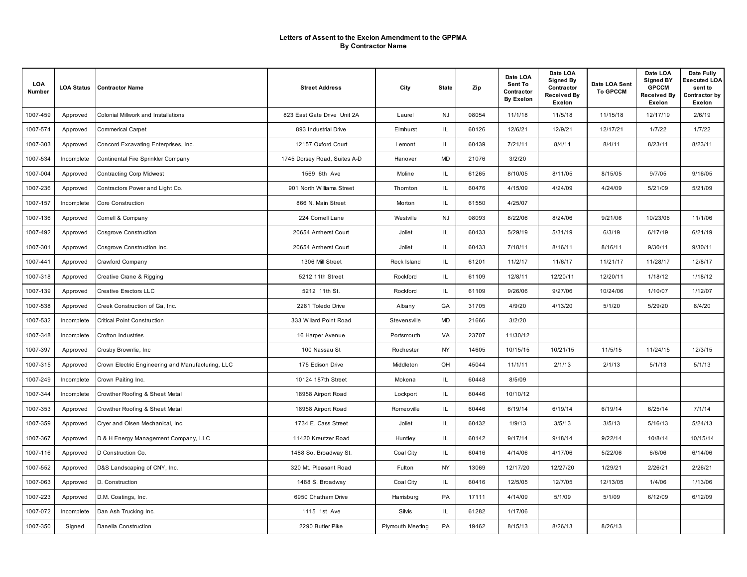# Letters of Assent to the Exelon Amendment to the GPPMA
## By Contractor Name

| LOA Number | LOA Status | Contractor Name | Street Address | City | State | Zip | Date LOA Sent To Contractor By Exelon | Date LOA Signed By Contractor Received By Exelon | Date LOA Sent To GPCCM | Date LOA Signed BY GPCCM Received By Exelon | Date Fully Executed LOA sent to Contractor by Exelon |
|---|---|---|---|---|---|---|---|---|---|---|---|
| 1007-459 | Approved | Colonial Millwork and Installations | 823 East Gate Drive Unit 2A | Laurel | NJ | 08054 | 11/1/18 | 11/5/18 | 11/15/18 | 12/17/19 | 2/6/19 |
| 1007-574 | Approved | Commerical Carpet | 893 Industrial Drive | Elmhurst | IL | 60126 | 12/6/21 | 12/9/21 | 12/17/21 | 1/7/22 | 1/7/22 |
| 1007-303 | Approved | Concord Excavating Enterprises, Inc. | 12157 Oxford Court | Lemont | IL | 60439 | 7/21/11 | 8/4/11 | 8/4/11 | 8/23/11 | 8/23/11 |
| 1007-534 | Incomplete | Continental Fire Sprinkler Company | 1745 Dorsey Road, Suites A-D | Hanover | MD | 21076 | 3/2/20 | | | | |
| 1007-004 | Approved | Contracting Corp Midwest | 1569 6th Ave | Moline | IL | 61265 | 8/10/05 | 8/11/05 | 8/15/05 | 9/7/05 | 9/16/05 |
| 1007-236 | Approved | Contractors Power and Light Co. | 901 North Williams Street | Thornton | IL | 60476 | 4/15/09 | 4/24/09 | 4/24/09 | 5/21/09 | 5/21/09 |
| 1007-157 | Incomplete | Core Construction | 866 N. Main Street | Morton | IL | 61550 | 4/25/07 | | | | |
| 1007-136 | Approved | Cornell & Company | 224 Cornell Lane | Westville | NJ | 08093 | 8/22/06 | 8/24/06 | 9/21/06 | 10/23/06 | 11/1/06 |
| 1007-492 | Approved | Cosgrove Construction | 20654 Amherst Court | Joliet | IL | 60433 | 5/29/19 | 5/31/19 | 6/3/19 | 6/17/19 | 6/21/19 |
| 1007-301 | Approved | Cosgrove Construction Inc. | 20654 Amherst Court | Joliet | IL | 60433 | 7/18/11 | 8/16/11 | 8/16/11 | 9/30/11 | 9/30/11 |
| 1007-441 | Approved | Crawford Company | 1306 Mill Street | Rock Island | IL | 61201 | 11/2/17 | 11/6/17 | 11/21/17 | 11/28/17 | 12/8/17 |
| 1007-318 | Approved | Creative Crane & Rigging | 5212 11th Street | Rockford | IL | 61109 | 12/8/11 | 12/20/11 | 12/20/11 | 1/18/12 | 1/18/12 |
| 1007-139 | Approved | Creative Erectors LLC | 5212 11th St. | Rockford | IL | 61109 | 9/26/06 | 9/27/06 | 10/24/06 | 1/10/07 | 1/12/07 |
| 1007-538 | Approved | Creek Construction of Ga, Inc. | 2281 Toledo Drive | Albany | GA | 31705 | 4/9/20 | 4/13/20 | 5/1/20 | 5/29/20 | 8/4/20 |
| 1007-532 | Incomplete | Critical Point Construction | 333 Willard Point Road | Stevensville | MD | 21666 | 3/2/20 | | | | |
| 1007-348 | Incomplete | Crofton Industries | 16 Harper Avenue | Portsmouth | VA | 23707 | 11/30/12 | | | | |
| 1007-397 | Approved | Crosby Brownlie, Inc | 100 Nassau St | Rochester | NY | 14605 | 10/15/15 | 10/21/15 | 11/5/15 | 11/24/15 | 12/3/15 |
| 1007-315 | Approved | Crown Electric Engineering and Manufacturing, LLC | 175 Edison Drive | Middleton | OH | 45044 | 11/1/11 | 2/1/13 | 2/1/13 | 5/1/13 | 5/1/13 |
| 1007-249 | Incomplete | Crown Paiting Inc. | 10124 187th Street | Mokena | IL | 60448 | 8/5/09 | | | | |
| 1007-344 | Incomplete | Crowther Roofing & Sheet Metal | 18958 Airport Road | Lockport | IL | 60446 | 10/10/12 | | | | |
| 1007-353 | Approved | Crowther Roofing & Sheet Metal | 18958 Airport Road | Romeoville | IL | 60446 | 6/19/14 | 6/19/14 | 6/19/14 | 6/25/14 | 7/1/14 |
| 1007-359 | Approved | Cryer and Olsen Mechanical, Inc. | 1734 E. Cass Street | Joliet | IL | 60432 | 1/9/13 | 3/5/13 | 3/5/13 | 5/16/13 | 5/24/13 |
| 1007-367 | Approved | D & H Energy Management Company, LLC | 11420 Kreutzer Road | Huntley | IL | 60142 | 9/17/14 | 9/18/14 | 9/22/14 | 10/8/14 | 10/15/14 |
| 1007-116 | Approved | D Construction Co. | 1488 So. Broadway St. | Coal City | IL | 60416 | 4/14/06 | 4/17/06 | 5/22/06 | 6/6/06 | 6/14/06 |
| 1007-552 | Approved | D&S Landscaping of CNY, Inc. | 320 Mt. Pleasant Road | Fulton | NY | 13069 | 12/17/20 | 12/27/20 | 1/29/21 | 2/26/21 | 2/26/21 |
| 1007-063 | Approved | D. Construction | 1488 S. Broadway | Coal City | IL | 60416 | 12/5/05 | 12/7/05 | 12/13/05 | 1/4/06 | 1/13/06 |
| 1007-223 | Approved | D.M. Coatings, Inc. | 6950 Chatham Drive | Harrisburg | PA | 17111 | 4/14/09 | 5/1/09 | 5/1/09 | 6/12/09 | 6/12/09 |
| 1007-072 | Incomplete | Dan Ash Trucking Inc. | 1115 1st Ave | Silvis | IL | 61282 | 1/17/06 | | | | |
| 1007-350 | Signed | Danella Construction | 2290 Butler Pike | Plymouth Meeting | PA | 19462 | 8/15/13 | 8/26/13 | 8/26/13 | | |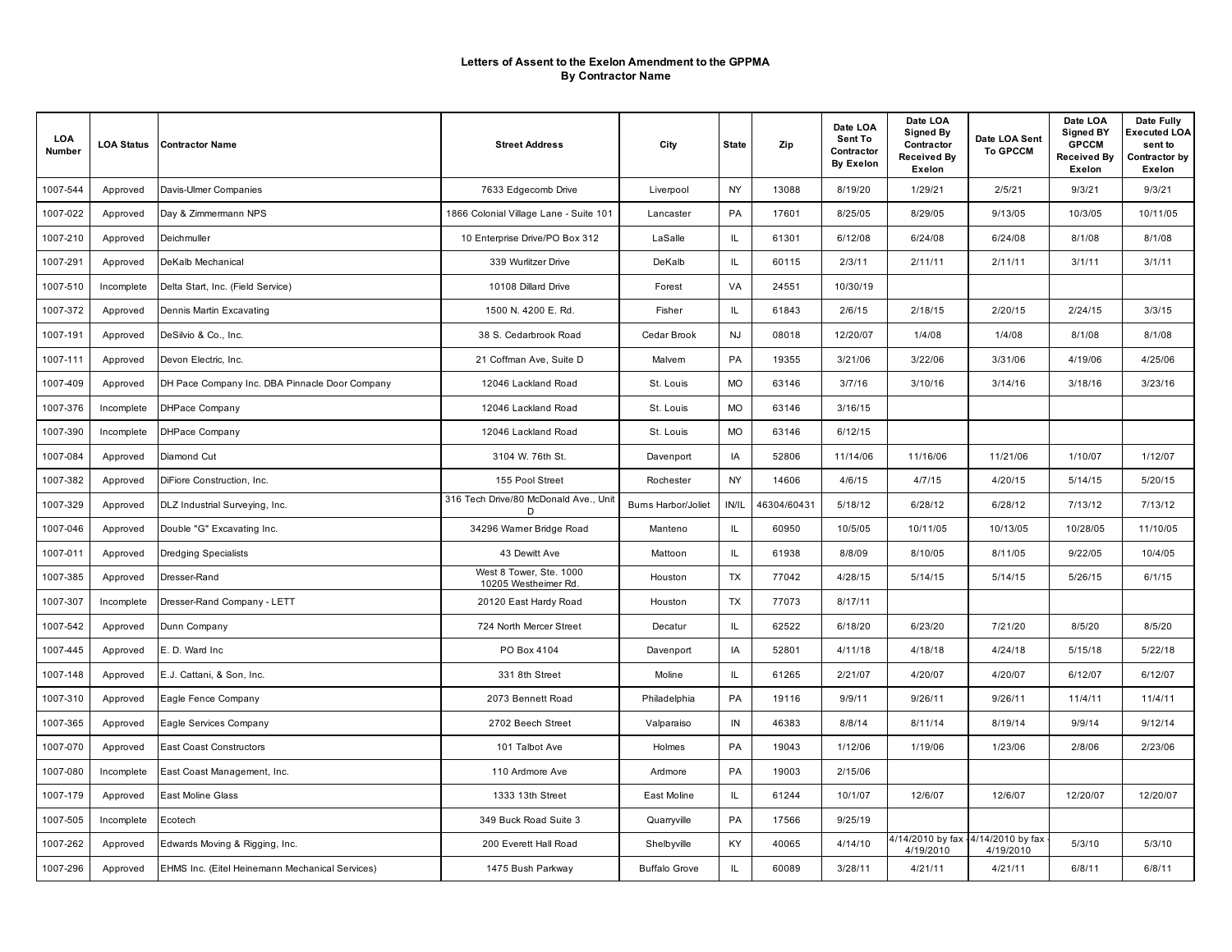**Letters of Assent to the Exelon Amendment to the GPPMA**
**By Contractor Name**

| LOA Number | LOA Status | Contractor Name | Street Address | City | State | Zip | Date LOA Sent To Contractor By Exelon | Date LOA Signed By Contractor Received By Exelon | Date LOA Sent To GPCCM | Date LOA Signed BY GPCCM Received By Exelon | Date Fully Executed LOA sent to Contractor by Exelon |
|---|---|---|---|---|---|---|---|---|---|---|---|
| 1007-544 | Approved | Davis-Ulmer Companies | 7633 Edgecomb Drive | Liverpool | NY | 13088 | 8/19/20 | 1/29/21 | 2/5/21 | 9/3/21 | 9/3/21 |
| 1007-022 | Approved | Day & Zimmermann NPS | 1866 Colonial Village Lane - Suite 101 | Lancaster | PA | 17601 | 8/25/05 | 8/29/05 | 9/13/05 | 10/3/05 | 10/11/05 |
| 1007-210 | Approved | Deichmuller | 10 Enterprise Drive/PO Box 312 | LaSalle | IL | 61301 | 6/12/08 | 6/24/08 | 6/24/08 | 8/1/08 | 8/1/08 |
| 1007-291 | Approved | DeKalb Mechanical | 339 Wurlitzer Drive | DeKalb | IL | 60115 | 2/3/11 | 2/11/11 | 2/11/11 | 3/1/11 | 3/1/11 |
| 1007-510 | Incomplete | Delta Start, Inc. (Field Service) | 10108 Dillard Drive | Forest | VA | 24551 | 10/30/19 | | | | |
| 1007-372 | Approved | Dennis Martin Excavating | 1500 N. 4200 E. Rd. | Fisher | IL | 61843 | 2/6/15 | 2/18/15 | 2/20/15 | 2/24/15 | 3/3/15 |
| 1007-191 | Approved | DeSilvio & Co., Inc. | 38 S. Cedarbrook Road | Cedar Brook | NJ | 08018 | 12/20/07 | 1/4/08 | 1/4/08 | 8/1/08 | 8/1/08 |
| 1007-111 | Approved | Devon Electric, Inc. | 21 Coffman Ave, Suite D | Malvern | PA | 19355 | 3/21/06 | 3/22/06 | 3/31/06 | 4/19/06 | 4/25/06 |
| 1007-409 | Approved | DH Pace Company Inc. DBA Pinnacle Door Company | 12046 Lackland Road | St. Louis | MO | 63146 | 3/7/16 | 3/10/16 | 3/14/16 | 3/18/16 | 3/23/16 |
| 1007-376 | Incomplete | DHPace Company | 12046 Lackland Road | St. Louis | MO | 63146 | 3/16/15 | | | | |
| 1007-390 | Incomplete | DHPace Company | 12046 Lackland Road | St. Louis | MO | 63146 | 6/12/15 | | | | |
| 1007-084 | Approved | Diamond Cut | 3104 W. 76th St. | Davenport | IA | 52806 | 11/14/06 | 11/16/06 | 11/21/06 | 1/10/07 | 1/12/07 |
| 1007-382 | Approved | DiFiore Construction, Inc. | 155 Pool Street | Rochester | NY | 14606 | 4/6/15 | 4/7/15 | 4/20/15 | 5/14/15 | 5/20/15 |
| 1007-329 | Approved | DLZ Industrial Surveying, Inc. | 316 Tech Drive/80 McDonald Ave., Unit D | Burns Harbor/Joliet | IN/IL | 46304/60431 | 5/18/12 | 6/28/12 | 6/28/12 | 7/13/12 | 7/13/12 |
| 1007-046 | Approved | Double "G" Excavating Inc. | 34296 Warner Bridge Road | Manteno | IL | 60950 | 10/5/05 | 10/11/05 | 10/13/05 | 10/28/05 | 11/10/05 |
| 1007-011 | Approved | Dredging Specialists | 43 Dewitt Ave | Mattoon | IL | 61938 | 8/8/09 | 8/10/05 | 8/11/05 | 9/22/05 | 10/4/05 |
| 1007-385 | Approved | Dresser-Rand | West 8 Tower, Ste. 1000 10205 Westheimer Rd. | Houston | TX | 77042 | 4/28/15 | 5/14/15 | 5/14/15 | 5/26/15 | 6/1/15 |
| 1007-307 | Incomplete | Dresser-Rand Company - LETT | 20120 East Hardy Road | Houston | TX | 77073 | 8/17/11 | | | | |
| 1007-542 | Approved | Dunn Company | 724 North Mercer Street | Decatur | IL | 62522 | 6/18/20 | 6/23/20 | 7/21/20 | 8/5/20 | 8/5/20 |
| 1007-445 | Approved | E. D. Ward Inc | PO Box 4104 | Davenport | IA | 52801 | 4/11/18 | 4/18/18 | 4/24/18 | 5/15/18 | 5/22/18 |
| 1007-148 | Approved | E.J. Cattani, & Son, Inc. | 331 8th Street | Moline | IL | 61265 | 2/21/07 | 4/20/07 | 4/20/07 | 6/12/07 | 6/12/07 |
| 1007-310 | Approved | Eagle Fence Company | 2073 Bennett Road | Philadelphia | PA | 19116 | 9/9/11 | 9/26/11 | 9/26/11 | 11/4/11 | 11/4/11 |
| 1007-365 | Approved | Eagle Services Company | 2702 Beech Street | Valparaiso | IN | 46383 | 8/8/14 | 8/11/14 | 8/19/14 | 9/9/14 | 9/12/14 |
| 1007-070 | Approved | East Coast Constructors | 101 Talbot Ave | Holmes | PA | 19043 | 1/12/06 | 1/19/06 | 1/23/06 | 2/8/06 | 2/23/06 |
| 1007-080 | Incomplete | East Coast Management, Inc. | 110 Ardmore Ave | Ardmore | PA | 19003 | 2/15/06 | | | | |
| 1007-179 | Approved | East Moline Glass | 1333 13th Street | East Moline | IL | 61244 | 10/1/07 | 12/6/07 | 12/6/07 | 12/20/07 | 12/20/07 |
| 1007-505 | Incomplete | Ecotech | 349 Buck Road Suite 3 | Quarryville | PA | 17566 | 9/25/19 | | | | |
| 1007-262 | Approved | Edwards Moving & Rigging, Inc. | 200 Everett Hall Road | Shelbyville | KY | 40065 | 4/14/10 | 4/14/2010 by fax - 4/19/2010 | 4/14/2010 by fax - 4/19/2010 | 5/3/10 | 5/3/10 |
| 1007-296 | Approved | EHMS Inc. (Eitel Heinemann Mechanical Services) | 1475 Bush Parkway | Buffalo Grove | IL | 60089 | 3/28/11 | 4/21/11 | 4/21/11 | 6/8/11 | 6/8/11 |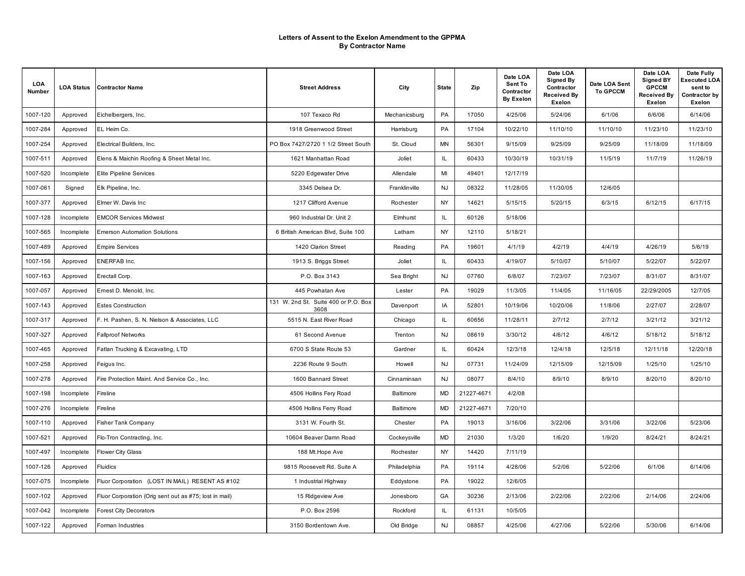**Letters of Assent to the Exelon Amendment to the GPPMA**
**By Contractor Name**

| LOA Number | LOA Status | Contractor Name | Street Address | City | State | Zip | Date LOA Sent To Contractor By Exelon | Date LOA Signed By Contractor Received By Exelon | Date LOA Sent To GPCCM | Date LOA Signed BY GPCCM Received By Exelon | Date Fully Executed LOA sent to Contractor by Exelon |
|---|---|---|---|---|---|---|---|---|---|---|---|
| 1007-120 | Approved | Eichelbergers, Inc. | 107 Texaco Rd | Mechanicsburg | PA | 17050 | 4/25/06 | 5/24/06 | 6/1/06 | 6/6/06 | 6/14/06 |
| 1007-284 | Approved | EL Heim Co. | 1918 Greenwood Street | Harrisburg | PA | 17104 | 10/22/10 | 11/10/10 | 11/10/10 | 11/23/10 | 11/23/10 |
| 1007-254 | Approved | Electrical Builders, Inc. | PO Box 7427/2720 1 1/2 Street South | St. Cloud | MN | 56301 | 9/15/09 | 9/25/09 | 9/25/09 | 11/18/09 | 11/18/09 |
| 1007-511 | Approved | Elens & Maichin Roofing & Sheet Metal Inc. | 1621 Manhattan Road | Joliet | IL | 60433 | 10/30/19 | 10/31/19 | 11/5/19 | 11/7/19 | 11/26/19 |
| 1007-520 | Incomplete | Elite Pipeline Services | 5220 Edgewater Drive | Allendale | MI | 49401 | 12/17/19 | | | | |
| 1007-061 | Signed | Elk Pipeline, Inc. | 3345 Delsea Dr. | Franklinville | NJ | 08322 | 11/28/05 | 11/30/05 | 12/6/05 | | |
| 1007-377 | Approved | Elmer W. Davis Inc | 1217 Clifford Avenue | Rochester | NY | 14621 | 5/15/15 | 5/20/15 | 6/3/15 | 6/12/15 | 6/17/15 |
| 1007-128 | Incomplete | EMCOR Services Midwest | 960 Industrial Dr. Unit 2 | Elmhurst | IL | 60126 | 5/18/06 | | | | |
| 1007-565 | Incomplete | Emerson Automation Solutions | 6 British American Blvd, Suite 100 | Latham | NY | 12110 | 5/18/21 | | | | |
| 1007-489 | Approved | Empire Services | 1420 Clarion Street | Reading | PA | 19601 | 4/1/19 | 4/2/19 | 4/4/19 | 4/26/19 | 5/6/19 |
| 1007-156 | Approved | ENERFAB Inc. | 1913 S. Briggs Street | Joliet | IL | 60433 | 4/19/07 | 5/10/07 | 5/10/07 | 5/22/07 | 5/22/07 |
| 1007-163 | Approved | Erectall Corp. | P.O. Box 3143 | Sea Bright | NJ | 07760 | 6/8/07 | 7/23/07 | 7/23/07 | 8/31/07 | 8/31/07 |
| 1007-057 | Approved | Ernest D. Menold, Inc. | 445 Powhatan Ave | Lester | PA | 19029 | 11/3/05 | 11/4/05 | 11/16/05 | 22/29/2005 | 12/7/05 |
| 1007-143 | Approved | Estes Construction | 131 W. 2nd St. Suite 400 or P.O. Box 3608 | Davenport | IA | 52801 | 10/19/06 | 10/20/06 | 11/8/06 | 2/27/07 | 2/28/07 |
| 1007-317 | Approved | F. H. Pashen, S. N. Nielson & Associates, LLC | 5515 N. East River Road | Chicago | IL | 60656 | 11/28/11 | 2/7/12 | 2/7/12 | 3/21/12 | 3/21/12 |
| 1007-327 | Approved | Fallproof Networks | 61 Second Avenue | Trenton | NJ | 08619 | 3/30/12 | 4/6/12 | 4/6/12 | 5/18/12 | 5/18/12 |
| 1007-465 | Approved | Fatlan Trucking & Excavating, LTD | 6700 S State Route 53 | Gardner | IL | 60424 | 12/3/18 | 12/4/18 | 12/5/18 | 12/11/18 | 12/20/18 |
| 1007-258 | Approved | Feigus Inc. | 2236 Route 9 South | Howell | NJ | 07731 | 11/24/09 | 12/15/09 | 12/15/09 | 1/25/10 | 1/25/10 |
| 1007-278 | Approved | Fire Protection Maint. And Service Co., Inc. | 1600 Bannard Street | Cinnaminsan | NJ | 08077 | 8/4/10 | 8/9/10 | 8/9/10 | 8/20/10 | 8/20/10 |
| 1007-198 | Incomplete | Fireline | 4506 Hollins Fery Road | Baltimore | MD | 21227-4671 | 4/2/08 | | | | |
| 1007-276 | Incomplete | Fireline | 4506 Hollins Ferry Road | Baltimore | MD | 21227-4671 | 7/20/10 | | | | |
| 1007-110 | Approved | Fisher Tank Company | 3131 W. Fourth St. | Chester | PA | 19013 | 3/16/06 | 3/22/06 | 3/31/06 | 3/22/06 | 5/23/06 |
| 1007-521 | Approved | Flo-Tron Contracting, Inc. | 10604 Beaver Damn Road | Cockeysville | MD | 21030 | 1/3/20 | 1/6/20 | 1/9/20 | 8/24/21 | 8/24/21 |
| 1007-497 | Incomplete | Flower City Glass | 188 Mt.Hope Ave | Rochester | NY | 14420 | 7/11/19 | | | | |
| 1007-126 | Approved | Fluidics | 9815 Roosevelt Rd. Suite A | Philadelphia | PA | 19114 | 4/28/06 | 5/2/06 | 5/22/06 | 6/1/06 | 6/14/06 |
| 1007-075 | Incomplete | Fluor Corporation (LOST IN MAIL) RESENT AS #102 | 1 Industrial Highway | Eddystone | PA | 19022 | 12/6/05 | | | | |
| 1007-102 | Approved | Fluor Corporation (Orig sent out as #75; lost in mail) | 15 Ridgeview Ave | Jonesboro | GA | 30236 | 2/13/06 | 2/22/06 | 2/22/06 | 2/14/06 | 2/24/06 |
| 1007-042 | Incomplete | Forest City Decorators | P.O. Box 2596 | Rockford | IL | 61131 | 10/5/05 | | | | |
| 1007-122 | Approved | Forman Industries | 3150 Bordentown Ave. | Old Bridge | NJ | 08857 | 4/25/06 | 4/27/06 | 5/22/06 | 5/30/06 | 6/14/06 |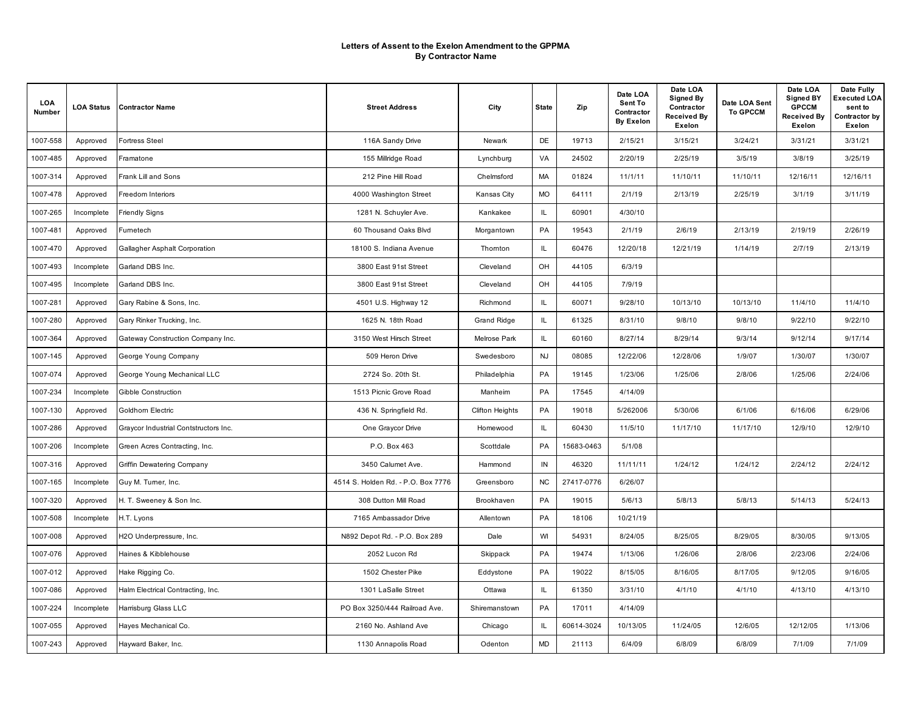# Letters of Assent to the Exelon Amendment to the GPPMA
## By Contractor Name

| LOA Number | LOA Status | Contractor Name | Street Address | City | State | Zip | Date LOA Sent To Contractor By Exelon | Date LOA Signed By Contractor Received By Exelon | Date LOA Sent To GPCCM | Date LOA Signed BY GPCCM Received By Exelon | Date Fully Executed LOA sent to Contractor by Exelon |
|---|---|---|---|---|---|---|---|---|---|---|---|
| 1007-558 | Approved | Fortress Steel | 116A Sandy Drive | Newark | DE | 19713 | 2/15/21 | 3/15/21 | 3/24/21 | 3/31/21 | 3/31/21 |
| 1007-485 | Approved | Framatone | 155 Millridge Road | Lynchburg | VA | 24502 | 2/20/19 | 2/25/19 | 3/5/19 | 3/8/19 | 3/25/19 |
| 1007-314 | Approved | Frank Lill and Sons | 212 Pine Hill Road | Chelmsford | MA | 01824 | 11/1/11 | 11/10/11 | 11/10/11 | 12/16/11 | 12/16/11 |
| 1007-478 | Approved | Freedom Interiors | 4000 Washington Street | Kansas City | MO | 64111 | 2/1/19 | 2/13/19 | 2/25/19 | 3/1/19 | 3/11/19 |
| 1007-265 | Incomplete | Friendly Signs | 1281 N. Schuyler Ave. | Kankakee | IL | 60901 | 4/30/10 | | | | |
| 1007-481 | Approved | Furnetech | 60 Thousand Oaks Blvd | Morgantown | PA | 19543 | 2/1/19 | 2/6/19 | 2/13/19 | 2/19/19 | 2/26/19 |
| 1007-470 | Approved | Gallagher Asphalt Corporation | 18100 S. Indiana Avenue | Thornton | IL | 60476 | 12/20/18 | 12/21/19 | 1/14/19 | 2/7/19 | 2/13/19 |
| 1007-493 | Incomplete | Garland DBS Inc. | 3800 East 91st Street | Cleveland | OH | 44105 | 6/3/19 | | | | |
| 1007-495 | Incomplete | Garland DBS Inc. | 3800 East 91st Street | Cleveland | OH | 44105 | 7/9/19 | | | | |
| 1007-281 | Approved | Gary Rabine & Sons, Inc. | 4501 U.S. Highway 12 | Richmond | IL | 60071 | 9/28/10 | 10/13/10 | 10/13/10 | 11/4/10 | 11/4/10 |
| 1007-280 | Approved | Gary Rinker Trucking, Inc. | 1625 N. 18th Road | Grand Ridge | IL | 61325 | 8/31/10 | 9/8/10 | 9/8/10 | 9/22/10 | 9/22/10 |
| 1007-364 | Approved | Gateway Construction Company Inc. | 3150 West Hirsch Street | Melrose Park | IL | 60160 | 8/27/14 | 8/29/14 | 9/3/14 | 9/12/14 | 9/17/14 |
| 1007-145 | Approved | George Young Company | 509 Heron Drive | Swedesboro | NJ | 08085 | 12/22/06 | 12/28/06 | 1/9/07 | 1/30/07 | 1/30/07 |
| 1007-074 | Approved | George Young Mechanical LLC | 2724 So. 20th St. | Philadelphia | PA | 19145 | 1/23/06 | 1/25/06 | 2/8/06 | 1/25/06 | 2/24/06 |
| 1007-234 | Incomplete | Gibble Construction | 1513 Picnic Grove Road | Manheim | PA | 17545 | 4/14/09 | | | | |
| 1007-130 | Approved | Goldhorn Electric | 436 N. Springfield Rd. | Clifton Heights | PA | 19018 | 5/262006 | 5/30/06 | 6/1/06 | 6/16/06 | 6/29/06 |
| 1007-286 | Approved | Graycor Industrial Contstructors Inc. | One Graycor Drive | Homewood | IL | 60430 | 11/5/10 | 11/17/10 | 11/17/10 | 12/9/10 | 12/9/10 |
| 1007-206 | Incomplete | Green Acres Contracting, Inc. | P.O. Box 463 | Scottdale | PA | 15683-0463 | 5/1/08 | | | | |
| 1007-316 | Approved | Griffin Dewatering Company | 3450 Calumet Ave. | Hammond | IN | 46320 | 11/11/11 | 1/24/12 | 1/24/12 | 2/24/12 | 2/24/12 |
| 1007-165 | Incomplete | Guy M. Turner, Inc. | 4514 S. Holden Rd. - P.O. Box 7776 | Greensboro | NC | 27417-0776 | 6/26/07 | | | | |
| 1007-320 | Approved | H. T. Sweeney & Son Inc. | 308 Dutton Mill Road | Brookhaven | PA | 19015 | 5/6/13 | 5/8/13 | 5/8/13 | 5/14/13 | 5/24/13 |
| 1007-508 | Incomplete | H.T. Lyons | 7165 Ambassador Drive | Allentown | PA | 18106 | 10/21/19 | | | | |
| 1007-008 | Approved | H2O Underpressure, Inc. | N892 Depot Rd. - P.O. Box 289 | Dale | WI | 54931 | 8/24/05 | 8/25/05 | 8/29/05 | 8/30/05 | 9/13/05 |
| 1007-076 | Approved | Haines & Kibblehouse | 2052 Lucon Rd | Skippack | PA | 19474 | 1/13/06 | 1/26/06 | 2/8/06 | 2/23/06 | 2/24/06 |
| 1007-012 | Approved | Hake Rigging Co. | 1502 Chester Pike | Eddystone | PA | 19022 | 8/15/05 | 8/16/05 | 8/17/05 | 9/12/05 | 9/16/05 |
| 1007-086 | Approved | Halm Electrical Contracting, Inc. | 1301 LaSalle Street | Ottawa | IL | 61350 | 3/31/10 | 4/1/10 | 4/1/10 | 4/13/10 | 4/13/10 |
| 1007-224 | Incomplete | Harrisburg Glass LLC | PO Box 3250/444 Railroad Ave. | Shiremanstown | PA | 17011 | 4/14/09 | | | | |
| 1007-055 | Approved | Hayes Mechanical Co. | 2160 No. Ashland Ave | Chicago | IL | 60614-3024 | 10/13/05 | 11/24/05 | 12/6/05 | 12/12/05 | 1/13/06 |
| 1007-243 | Approved | Hayward Baker, Inc. | 1130 Annapolis Road | Odenton | MD | 21113 | 6/4/09 | 6/8/09 | 6/8/09 | 7/1/09 | 7/1/09 |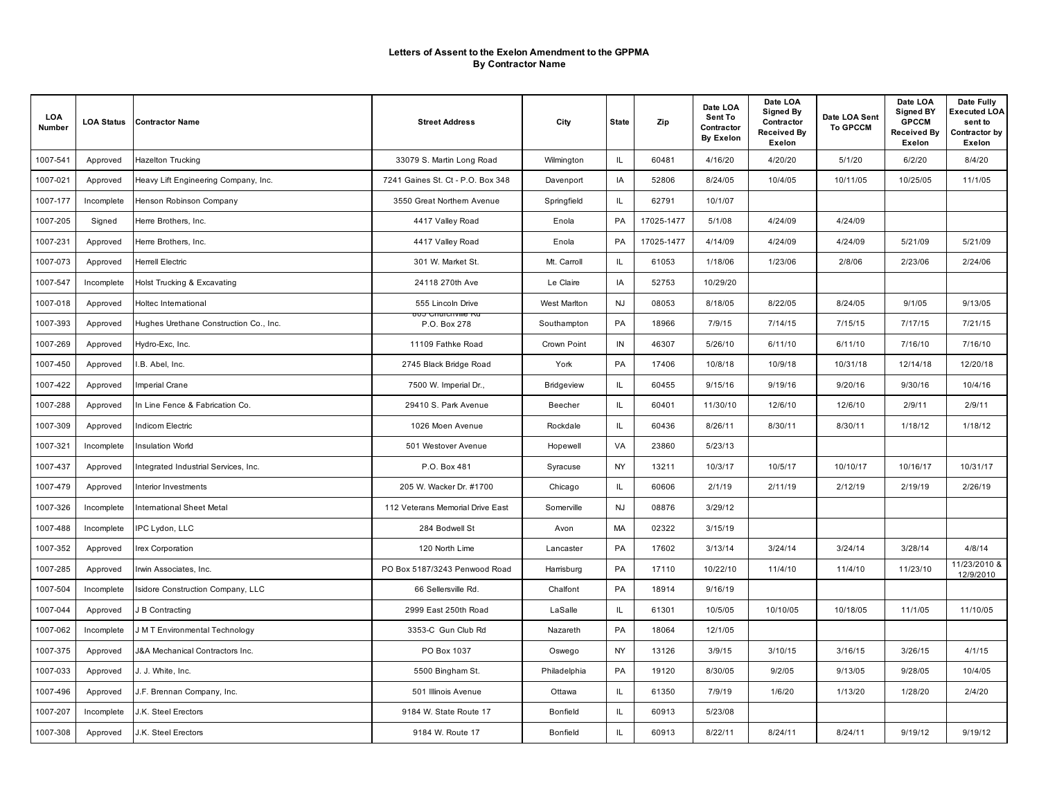# Letters of Assent to the Exelon Amendment to the GPPMA
## By Contractor Name

| LOA Number | LOA Status | Contractor Name | Street Address | City | State | Zip | Date LOA Sent To Contractor By Exelon | Date LOA Signed By Contractor Received By Exelon | Date LOA Sent To GPCCM | Date LOA Signed BY GPCCM Received By Exelon | Date Fully Executed LOA sent to Contractor by Exelon |
|---|---|---|---|---|---|---|---|---|---|---|---|
| 1007-541 | Approved | Hazelton Trucking | 33079 S. Martin Long Road | Wilmington | IL | 60481 | 4/16/20 | 4/20/20 | 5/1/20 | 6/2/20 | 8/4/20 |
| 1007-021 | Approved | Heavy Lift Engineering Company, Inc. | 7241 Gaines St. Ct - P.O. Box 348 | Davenport | IA | 52806 | 8/24/05 | 10/4/05 | 10/11/05 | 10/25/05 | 11/1/05 |
| 1007-177 | Incomplete | Henson Robinson Company | 3550 Great Northern Avenue | Springfield | IL | 62791 | 10/1/07 | | | | |
| 1007-205 | Signed | Herre Brothers, Inc. | 4417 Valley Road | Enola | PA | 17025-1477 | 5/1/08 | 4/24/09 | 4/24/09 | | |
| 1007-231 | Approved | Herre Brothers, Inc. | 4417 Valley Road | Enola | PA | 17025-1477 | 4/14/09 | 4/24/09 | 4/24/09 | 5/21/09 | 5/21/09 |
| 1007-073 | Approved | Herrell Electric | 301 W. Market St. | Mt. Carroll | IL | 61053 | 1/18/06 | 1/23/06 | 2/8/06 | 2/23/06 | 2/24/06 |
| 1007-547 | Incomplete | Holst Trucking & Excavating | 24118 270th Ave | Le Claire | IA | 52753 | 10/29/20 | | | | |
| 1007-018 | Approved | Holtec International | 555 Lincoln Drive | West Marlton | NJ | 08053 | 8/18/05 | 8/22/05 | 8/24/05 | 9/1/05 | 9/13/05 |
| 1007-393 | Approved | Hughes Urethane Construction Co., Inc. | 805 Churchville Rd P.O. Box 278 | Southampton | PA | 18966 | 7/9/15 | 7/14/15 | 7/15/15 | 7/17/15 | 7/21/15 |
| 1007-269 | Approved | Hydro-Exc, Inc. | 11109 Fathke Road | Crown Point | IN | 46307 | 5/26/10 | 6/11/10 | 6/11/10 | 7/16/10 | 7/16/10 |
| 1007-450 | Approved | I.B. Abel, Inc. | 2745 Black Bridge Road | York | PA | 17406 | 10/8/18 | 10/9/18 | 10/31/18 | 12/14/18 | 12/20/18 |
| 1007-422 | Approved | Imperial Crane | 7500 W. Imperial Dr., | Bridgeview | IL | 60455 | 9/15/16 | 9/19/16 | 9/20/16 | 9/30/16 | 10/4/16 |
| 1007-288 | Approved | In Line Fence & Fabrication Co. | 29410 S. Park Avenue | Beecher | IL | 60401 | 11/30/10 | 12/6/10 | 12/6/10 | 2/9/11 | 2/9/11 |
| 1007-309 | Approved | Indicom Electric | 1026 Moen Avenue | Rockdale | IL | 60436 | 8/26/11 | 8/30/11 | 8/30/11 | 1/18/12 | 1/18/12 |
| 1007-321 | Incomplete | Insulation World | 501 Westover Avenue | Hopewell | VA | 23860 | 5/23/13 | | | | |
| 1007-437 | Approved | Integrated Industrial Services, Inc. | P.O. Box 481 | Syracuse | NY | 13211 | 10/3/17 | 10/5/17 | 10/10/17 | 10/16/17 | 10/31/17 |
| 1007-479 | Approved | Interior Investments | 205 W. Wacker Dr. #1700 | Chicago | IL | 60606 | 2/1/19 | 2/11/19 | 2/12/19 | 2/19/19 | 2/26/19 |
| 1007-326 | Incomplete | International Sheet Metal | 112 Veterans Memorial Drive East | Somerville | NJ | 08876 | 3/29/12 | | | | |
| 1007-488 | Incomplete | IPC Lydon, LLC | 284 Bodwell St | Avon | MA | 02322 | 3/15/19 | | | | |
| 1007-352 | Approved | Irex Corporation | 120 North Lime | Lancaster | PA | 17602 | 3/13/14 | 3/24/14 | 3/24/14 | 3/28/14 | 4/8/14 |
| 1007-285 | Approved | Irwin Associates, Inc. | PO Box 5187/3243 Penwood Road | Harrisburg | PA | 17110 | 10/22/10 | 11/4/10 | 11/4/10 | 11/23/10 | 11/23/2010 & 12/9/2010 |
| 1007-504 | Incomplete | Isidore Construction Company, LLC | 66 Sellersville Rd. | Chalfont | PA | 18914 | 9/16/19 | | | | |
| 1007-044 | Approved | J B Contracting | 2999 East 250th Road | LaSalle | IL | 61301 | 10/5/05 | 10/10/05 | 10/18/05 | 11/1/05 | 11/10/05 |
| 1007-062 | Incomplete | J M T Environmental Technology | 3353-C Gun Club Rd | Nazareth | PA | 18064 | 12/1/05 | | | | |
| 1007-375 | Approved | J&A Mechanical Contractors Inc. | PO Box 1037 | Oswego | NY | 13126 | 3/9/15 | 3/10/15 | 3/16/15 | 3/26/15 | 4/1/15 |
| 1007-033 | Approved | J. J. White, Inc. | 5500 Bingham St. | Philadelphia | PA | 19120 | 8/30/05 | 9/2/05 | 9/13/05 | 9/28/05 | 10/4/05 |
| 1007-496 | Approved | J.F. Brennan Company, Inc. | 501 Illinois Avenue | Ottawa | IL | 61350 | 7/9/19 | 1/6/20 | 1/13/20 | 1/28/20 | 2/4/20 |
| 1007-207 | Incomplete | J.K. Steel Erectors | 9184 W. State Route 17 | Bonfield | IL | 60913 | 5/23/08 | | | | |
| 1007-308 | Approved | J.K. Steel Erectors | 9184 W. Route 17 | Bonfield | IL | 60913 | 8/22/11 | 8/24/11 | 8/24/11 | 9/19/12 | 9/19/12 |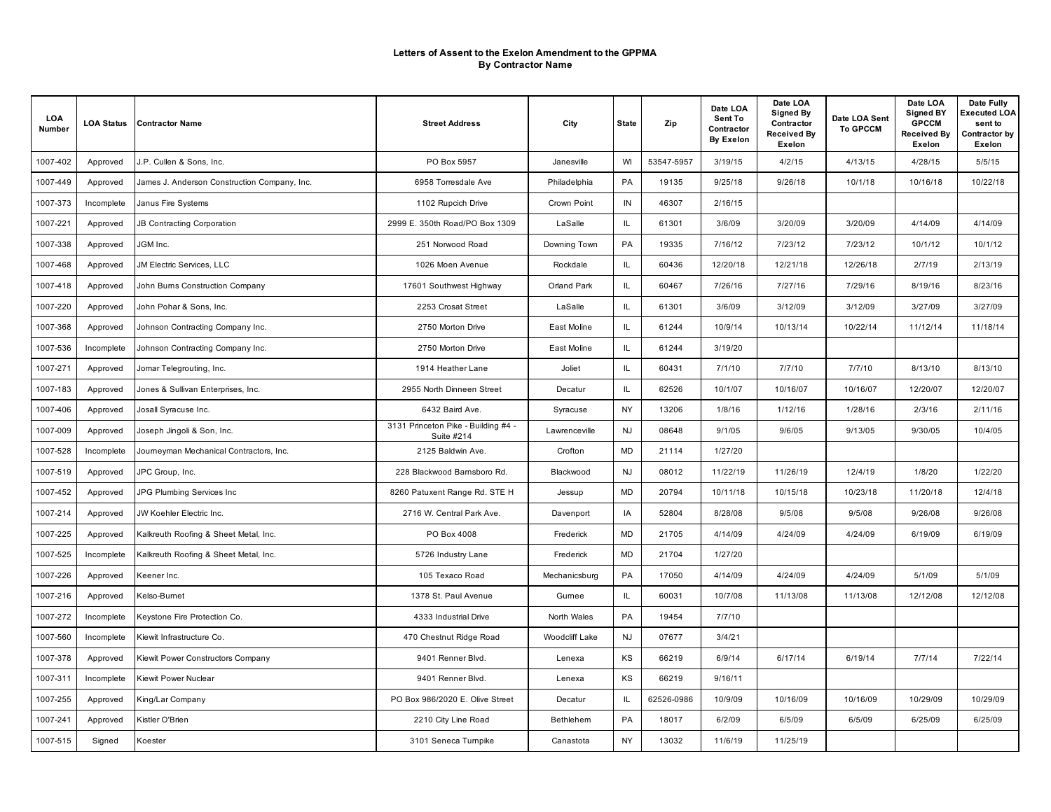**Letters of Assent to the Exelon Amendment to the GPPMA**
**By Contractor Name**

| LOA Number | LOA Status | Contractor Name | Street Address | City | State | Zip | Date LOA Sent To Contractor By Exelon | Date LOA Signed By Contractor Received By Exelon | Date LOA Sent To GPCCM | Date LOA Signed BY GPCCM Received By Exelon | Date Fully Executed LOA sent to Contractor by Exelon |
|---|---|---|---|---|---|---|---|---|---|---|---|
| 1007-402 | Approved | J.P. Cullen & Sons, Inc. | PO Box 5957 | Janesville | WI | 53547-5957 | 3/19/15 | 4/2/15 | 4/13/15 | 4/28/15 | 5/5/15 |
| 1007-449 | Approved | James J. Anderson Construction Company, Inc. | 6958 Torresdale Ave | Philadelphia | PA | 19135 | 9/25/18 | 9/26/18 | 10/1/18 | 10/16/18 | 10/22/18 |
| 1007-373 | Incomplete | Janus Fire Systems | 1102 Rupcich Drive | Crown Point | IN | 46307 | 2/16/15 | | | | |
| 1007-221 | Approved | JB Contracting Corporation | 2999 E. 350th Road/PO Box 1309 | LaSalle | IL | 61301 | 3/6/09 | 3/20/09 | 3/20/09 | 4/14/09 | 4/14/09 |
| 1007-338 | Approved | JGM Inc. | 251 Norwood Road | Downing Town | PA | 19335 | 7/16/12 | 7/23/12 | 7/23/12 | 10/1/12 | 10/1/12 |
| 1007-468 | Approved | JM Electric Services, LLC | 1026 Moen Avenue | Rockdale | IL | 60436 | 12/20/18 | 12/21/18 | 12/26/18 | 2/7/19 | 2/13/19 |
| 1007-418 | Approved | John Burns Construction Company | 17601 Southwest Highway | Orland Park | IL | 60467 | 7/26/16 | 7/27/16 | 7/29/16 | 8/19/16 | 8/23/16 |
| 1007-220 | Approved | John Pohar & Sons, Inc. | 2253 Crosat Street | LaSalle | IL | 61301 | 3/6/09 | 3/12/09 | 3/12/09 | 3/27/09 | 3/27/09 |
| 1007-368 | Approved | Johnson Contracting Company Inc. | 2750 Morton Drive | East Moline | IL | 61244 | 10/9/14 | 10/13/14 | 10/22/14 | 11/12/14 | 11/18/14 |
| 1007-536 | Incomplete | Johnson Contracting Company Inc. | 2750 Morton Drive | East Moline | IL | 61244 | 3/19/20 | | | | |
| 1007-271 | Approved | Jomar Telegrouting, Inc. | 1914 Heather Lane | Joliet | IL | 60431 | 7/1/10 | 7/7/10 | 7/7/10 | 8/13/10 | 8/13/10 |
| 1007-183 | Approved | Jones & Sullivan Enterprises, Inc. | 2955 North Dinneen Street | Decatur | IL | 62526 | 10/1/07 | 10/16/07 | 10/16/07 | 12/20/07 | 12/20/07 |
| 1007-406 | Approved | Josall Syracuse Inc. | 6432 Baird Ave. | Syracuse | NY | 13206 | 1/8/16 | 1/12/16 | 1/28/16 | 2/3/16 | 2/11/16 |
| 1007-009 | Approved | Joseph Jingoli & Son, Inc. | 3131 Princeton Pike - Building #4 - Suite #214 | Lawrenceville | NJ | 08648 | 9/1/05 | 9/6/05 | 9/13/05 | 9/30/05 | 10/4/05 |
| 1007-528 | Incomplete | Journeyman Mechanical Contractors, Inc. | 2125 Baldwin Ave. | Crofton | MD | 21114 | 1/27/20 | | | | |
| 1007-519 | Approved | JPC Group, Inc. | 228 Blackwood Barnsboro Rd. | Blackwood | NJ | 08012 | 11/22/19 | 11/26/19 | 12/4/19 | 1/8/20 | 1/22/20 |
| 1007-452 | Approved | JPG Plumbing Services Inc | 8260 Patuxent Range Rd. STE H | Jessup | MD | 20794 | 10/11/18 | 10/15/18 | 10/23/18 | 11/20/18 | 12/4/18 |
| 1007-214 | Approved | JW Koehler Electric Inc. | 2716 W. Central Park Ave. | Davenport | IA | 52804 | 8/28/08 | 9/5/08 | 9/5/08 | 9/26/08 | 9/26/08 |
| 1007-225 | Approved | Kalkreuth Roofing & Sheet Metal, Inc. | PO Box 4008 | Frederick | MD | 21705 | 4/14/09 | 4/24/09 | 4/24/09 | 6/19/09 | 6/19/09 |
| 1007-525 | Incomplete | Kalkreuth Roofing & Sheet Metal, Inc. | 5726 Industry Lane | Frederick | MD | 21704 | 1/27/20 | | | | |
| 1007-226 | Approved | Keener Inc. | 105 Texaco Road | Mechanicsburg | PA | 17050 | 4/14/09 | 4/24/09 | 4/24/09 | 5/1/09 | 5/1/09 |
| 1007-216 | Approved | Kelso-Burnet | 1378 St. Paul Avenue | Gurnee | IL | 60031 | 10/7/08 | 11/13/08 | 11/13/08 | 12/12/08 | 12/12/08 |
| 1007-272 | Incomplete | Keystone Fire Protection Co. | 4333 Industrial Drive | North Wales | PA | 19454 | 7/7/10 | | | | |
| 1007-560 | Incomplete | Kiewit Infrastructure Co. | 470 Chestnut Ridge Road | Woodcliff Lake | NJ | 07677 | 3/4/21 | | | | |
| 1007-378 | Approved | Kiewit Power Constructors Company | 9401 Renner Blvd. | Lenexa | KS | 66219 | 6/9/14 | 6/17/14 | 6/19/14 | 7/7/14 | 7/22/14 |
| 1007-311 | Incomplete | Kiewit Power Nuclear | 9401 Renner Blvd. | Lenexa | KS | 66219 | 9/16/11 | | | | |
| 1007-255 | Approved | King/Lar Company | PO Box 986/2020 E. Olive Street | Decatur | IL | 62526-0986 | 10/9/09 | 10/16/09 | 10/16/09 | 10/29/09 | 10/29/09 |
| 1007-241 | Approved | Kistler O'Brien | 2210 City Line Road | Bethlehem | PA | 18017 | 6/2/09 | 6/5/09 | 6/5/09 | 6/25/09 | 6/25/09 |
| 1007-515 | Signed | Koester | 3101 Seneca Turnpike | Canastota | NY | 13032 | 11/6/19 | 11/25/19 | | | |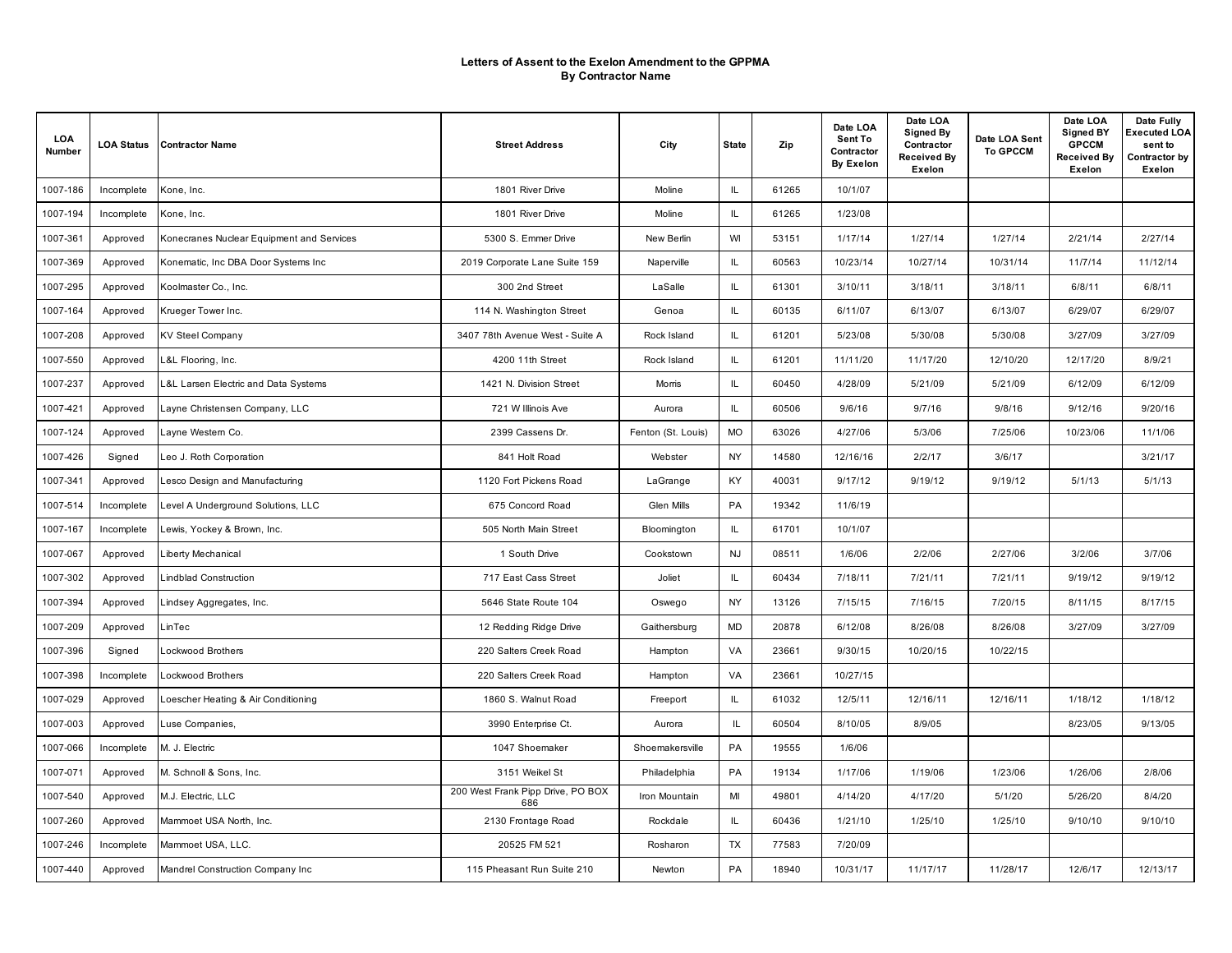# Letters of Assent to the Exelon Amendment to the GPPMA
## By Contractor Name

| LOA Number | LOA Status | Contractor Name | Street Address | City | State | Zip | Date LOA Sent To Contractor By Exelon | Date LOA Signed By Contractor Received By Exelon | Date LOA Sent To GPCCM | Date LOA Signed BY GPCCM Received By Exelon | Date Fully Executed LOA sent to Contractor by Exelon |
|---|---|---|---|---|---|---|---|---|---|---|---|
| 1007-186 | Incomplete | Kone, Inc. | 1801 River Drive | Moline | IL | 61265 | 10/1/07 | | | | |
| 1007-194 | Incomplete | Kone, Inc. | 1801 River Drive | Moline | IL | 61265 | 1/23/08 | | | | |
| 1007-361 | Approved | Konecranes Nuclear Equipment and Services | 5300 S. Emmer Drive | New Berlin | WI | 53151 | 1/17/14 | 1/27/14 | 1/27/14 | 2/21/14 | 2/27/14 |
| 1007-369 | Approved | Konematic, Inc DBA Door Systems Inc | 2019 Corporate Lane Suite 159 | Naperville | IL | 60563 | 10/23/14 | 10/27/14 | 10/31/14 | 11/7/14 | 11/12/14 |
| 1007-295 | Approved | Koolmaster Co., Inc. | 300 2nd Street | LaSalle | IL | 61301 | 3/10/11 | 3/18/11 | 3/18/11 | 6/8/11 | 6/8/11 |
| 1007-164 | Approved | Krueger Tower Inc. | 114 N. Washington Street | Genoa | IL | 60135 | 6/11/07 | 6/13/07 | 6/13/07 | 6/29/07 | 6/29/07 |
| 1007-208 | Approved | KV Steel Company | 3407 78th Avenue West - Suite A | Rock Island | IL | 61201 | 5/23/08 | 5/30/08 | 5/30/08 | 3/27/09 | 3/27/09 |
| 1007-550 | Approved | L&L Flooring, Inc. | 4200 11th Street | Rock Island | IL | 61201 | 11/11/20 | 11/17/20 | 12/10/20 | 12/17/20 | 8/9/21 |
| 1007-237 | Approved | L&L Larsen Electric and Data Systems | 1421 N. Division Street | Morris | IL | 60450 | 4/28/09 | 5/21/09 | 5/21/09 | 6/12/09 | 6/12/09 |
| 1007-421 | Approved | Layne Christensen Company, LLC | 721 W Illinois Ave | Aurora | IL | 60506 | 9/6/16 | 9/7/16 | 9/8/16 | 9/12/16 | 9/20/16 |
| 1007-124 | Approved | Layne Western Co. | 2399 Cassens Dr. | Fenton (St. Louis) | MO | 63026 | 4/27/06 | 5/3/06 | 7/25/06 | 10/23/06 | 11/1/06 |
| 1007-426 | Signed | Leo J. Roth Corporation | 841 Holt Road | Webster | NY | 14580 | 12/16/16 | 2/2/17 | 3/6/17 | | 3/21/17 |
| 1007-341 | Approved | Lesco Design and Manufacturing | 1120 Fort Pickens Road | LaGrange | KY | 40031 | 9/17/12 | 9/19/12 | 9/19/12 | 5/1/13 | 5/1/13 |
| 1007-514 | Incomplete | Level A Underground Solutions, LLC | 675 Concord Road | Glen Mills | PA | 19342 | 11/6/19 | | | | |
| 1007-167 | Incomplete | Lewis, Yockey & Brown, Inc. | 505 North Main Street | Bloomington | IL | 61701 | 10/1/07 | | | | |
| 1007-067 | Approved | Liberty Mechanical | 1 South Drive | Cookstown | NJ | 08511 | 1/6/06 | 2/2/06 | 2/27/06 | 3/2/06 | 3/7/06 |
| 1007-302 | Approved | Lindblad Construction | 717 East Cass Street | Joliet | IL | 60434 | 7/18/11 | 7/21/11 | 7/21/11 | 9/19/12 | 9/19/12 |
| 1007-394 | Approved | Lindsey Aggregates, Inc. | 5646 State Route 104 | Oswego | NY | 13126 | 7/15/15 | 7/16/15 | 7/20/15 | 8/11/15 | 8/17/15 |
| 1007-209 | Approved | LinTec | 12 Redding Ridge Drive | Gaithersburg | MD | 20878 | 6/12/08 | 8/26/08 | 8/26/08 | 3/27/09 | 3/27/09 |
| 1007-396 | Signed | Lockwood Brothers | 220 Salters Creek Road | Hampton | VA | 23661 | 9/30/15 | 10/20/15 | 10/22/15 | | |
| 1007-398 | Incomplete | Lockwood Brothers | 220 Salters Creek Road | Hampton | VA | 23661 | 10/27/15 | | | | |
| 1007-029 | Approved | Loescher Heating & Air Conditioning | 1860 S. Walnut Road | Freeport | IL | 61032 | 12/5/11 | 12/16/11 | 12/16/11 | 1/18/12 | 1/18/12 |
| 1007-003 | Approved | Luse Companies, | 3990 Enterprise Ct. | Aurora | IL | 60504 | 8/10/05 | 8/9/05 | | 8/23/05 | 9/13/05 |
| 1007-066 | Incomplete | M. J. Electric | 1047 Shoemaker | Shoemakersville | PA | 19555 | 1/6/06 | | | | |
| 1007-071 | Approved | M. Schnoll & Sons, Inc. | 3151 Weikel St | Philadelphia | PA | 19134 | 1/17/06 | 1/19/06 | 1/23/06 | 1/26/06 | 2/8/06 |
| 1007-540 | Approved | M.J. Electric, LLC | 200 West Frank Pipp Drive, PO BOX 686 | Iron Mountain | MI | 49801 | 4/14/20 | 4/17/20 | 5/1/20 | 5/26/20 | 8/4/20 |
| 1007-260 | Approved | Mammoet USA North, Inc. | 2130 Frontage Road | Rockdale | IL | 60436 | 1/21/10 | 1/25/10 | 1/25/10 | 9/10/10 | 9/10/10 |
| 1007-246 | Incomplete | Mammoet USA, LLC. | 20525 FM 521 | Rosharon | TX | 77583 | 7/20/09 | | | | |
| 1007-440 | Approved | Mandrel Construction Company Inc | 115 Pheasant Run Suite 210 | Newton | PA | 18940 | 10/31/17 | 11/17/17 | 11/28/17 | 12/6/17 | 12/13/17 |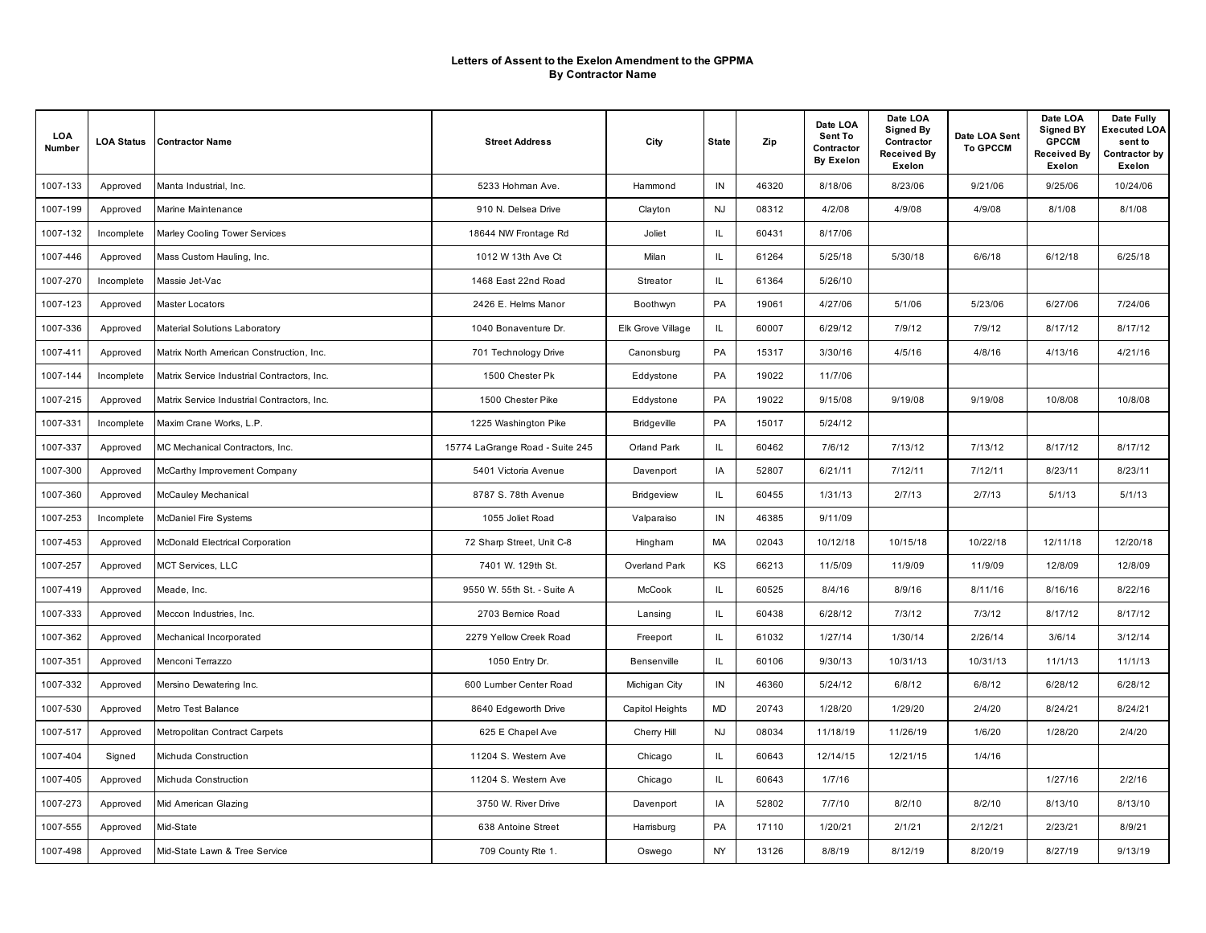**Letters of Assent to the Exelon Amendment to the GPPMA**
**By Contractor Name**

| LOA Number | LOA Status | Contractor Name | Street Address | City | State | Zip | Date LOA Sent To Contractor By Exelon | Date LOA Signed By Contractor Received By Exelon | Date LOA Sent To GPCCM | Date LOA Signed BY GPCCM Received By Exelon | Date Fully Executed LOA sent to Contractor by Exelon |
|---|---|---|---|---|---|---|---|---|---|---|---|
| 1007-133 | Approved | Manta Industrial, Inc. | 5233 Hohman Ave. | Hammond | IN | 46320 | 8/18/06 | 8/23/06 | 9/21/06 | 9/25/06 | 10/24/06 |
| 1007-199 | Approved | Marine Maintenance | 910 N. Delsea Drive | Clayton | NJ | 08312 | 4/2/08 | 4/9/08 | 4/9/08 | 8/1/08 | 8/1/08 |
| 1007-132 | Incomplete | Marley Cooling Tower Services | 18644 NW Frontage Rd | Joliet | IL | 60431 | 8/17/06 | | | | |
| 1007-446 | Approved | Mass Custom Hauling, Inc. | 1012 W 13th Ave Ct | Milan | IL | 61264 | 5/25/18 | 5/30/18 | 6/6/18 | 6/12/18 | 6/25/18 |
| 1007-270 | Incomplete | Massie Jet-Vac | 1468 East 22nd Road | Streator | IL | 61364 | 5/26/10 | | | | |
| 1007-123 | Approved | Master Locators | 2426 E. Helms Manor | Boothwyn | PA | 19061 | 4/27/06 | 5/1/06 | 5/23/06 | 6/27/06 | 7/24/06 |
| 1007-336 | Approved | Material Solutions Laboratory | 1040 Bonaventure Dr. | Elk Grove Village | IL | 60007 | 6/29/12 | 7/9/12 | 7/9/12 | 8/17/12 | 8/17/12 |
| 1007-411 | Approved | Matrix North American Construction, Inc. | 701 Technology Drive | Canonsburg | PA | 15317 | 3/30/16 | 4/5/16 | 4/8/16 | 4/13/16 | 4/21/16 |
| 1007-144 | Incomplete | Matrix Service Industrial Contractors, Inc. | 1500 Chester Pk | Eddystone | PA | 19022 | 11/7/06 | | | | |
| 1007-215 | Approved | Matrix Service Industrial Contractors, Inc. | 1500 Chester Pike | Eddystone | PA | 19022 | 9/15/08 | 9/19/08 | 9/19/08 | 10/8/08 | 10/8/08 |
| 1007-331 | Incomplete | Maxim Crane Works, L.P. | 1225 Washington Pike | Bridgeville | PA | 15017 | 5/24/12 | | | | |
| 1007-337 | Approved | MC Mechanical Contractors, Inc. | 15774 LaGrange Road - Suite 245 | Orland Park | IL | 60462 | 7/6/12 | 7/13/12 | 7/13/12 | 8/17/12 | 8/17/12 |
| 1007-300 | Approved | McCarthy Improvement Company | 5401 Victoria Avenue | Davenport | IA | 52807 | 6/21/11 | 7/12/11 | 7/12/11 | 8/23/11 | 8/23/11 |
| 1007-360 | Approved | McCauley Mechanical | 8787 S. 78th Avenue | Bridgeview | IL | 60455 | 1/31/13 | 2/7/13 | 2/7/13 | 5/1/13 | 5/1/13 |
| 1007-253 | Incomplete | McDaniel Fire Systems | 1055 Joliet Road | Valparaiso | IN | 46385 | 9/11/09 | | | | |
| 1007-453 | Approved | McDonald Electrical Corporation | 72 Sharp Street, Unit C-8 | Hingham | MA | 02043 | 10/12/18 | 10/15/18 | 10/22/18 | 12/11/18 | 12/20/18 |
| 1007-257 | Approved | MCT Services, LLC | 7401 W. 129th St. | Overland Park | KS | 66213 | 11/5/09 | 11/9/09 | 11/9/09 | 12/8/09 | 12/8/09 |
| 1007-419 | Approved | Meade, Inc. | 9550 W. 55th St. - Suite A | McCook | IL | 60525 | 8/4/16 | 8/9/16 | 8/11/16 | 8/16/16 | 8/22/16 |
| 1007-333 | Approved | Meccon Industries, Inc. | 2703 Bernice Road | Lansing | IL | 60438 | 6/28/12 | 7/3/12 | 7/3/12 | 8/17/12 | 8/17/12 |
| 1007-362 | Approved | Mechanical Incorporated | 2279 Yellow Creek Road | Freeport | IL | 61032 | 1/27/14 | 1/30/14 | 2/26/14 | 3/6/14 | 3/12/14 |
| 1007-351 | Approved | Menconi Terrazzo | 1050 Entry Dr. | Bensenville | IL | 60106 | 9/30/13 | 10/31/13 | 10/31/13 | 11/1/13 | 11/1/13 |
| 1007-332 | Approved | Mersino Dewatering Inc. | 600 Lumber Center Road | Michigan City | IN | 46360 | 5/24/12 | 6/8/12 | 6/8/12 | 6/28/12 | 6/28/12 |
| 1007-530 | Approved | Metro Test Balance | 8640 Edgeworth Drive | Capitol Heights | MD | 20743 | 1/28/20 | 1/29/20 | 2/4/20 | 8/24/21 | 8/24/21 |
| 1007-517 | Approved | Metropolitan Contract Carpets | 625 E Chapel Ave | Cherry Hill | NJ | 08034 | 11/18/19 | 11/26/19 | 1/6/20 | 1/28/20 | 2/4/20 |
| 1007-404 | Signed | Michuda Construction | 11204 S. Western Ave | Chicago | IL | 60643 | 12/14/15 | 12/21/15 | 1/4/16 | | |
| 1007-405 | Approved | Michuda Construction | 11204 S. Western Ave | Chicago | IL | 60643 | 1/7/16 | | | 1/27/16 | 2/2/16 |
| 1007-273 | Approved | Mid American Glazing | 3750 W. River Drive | Davenport | IA | 52802 | 7/7/10 | 8/2/10 | 8/2/10 | 8/13/10 | 8/13/10 |
| 1007-555 | Approved | Mid-State | 638 Antoine Street | Harrisburg | PA | 17110 | 1/20/21 | 2/1/21 | 2/12/21 | 2/23/21 | 8/9/21 |
| 1007-498 | Approved | Mid-State Lawn & Tree Service | 709 County Rte 1. | Oswego | NY | 13126 | 8/8/19 | 8/12/19 | 8/20/19 | 8/27/19 | 9/13/19 |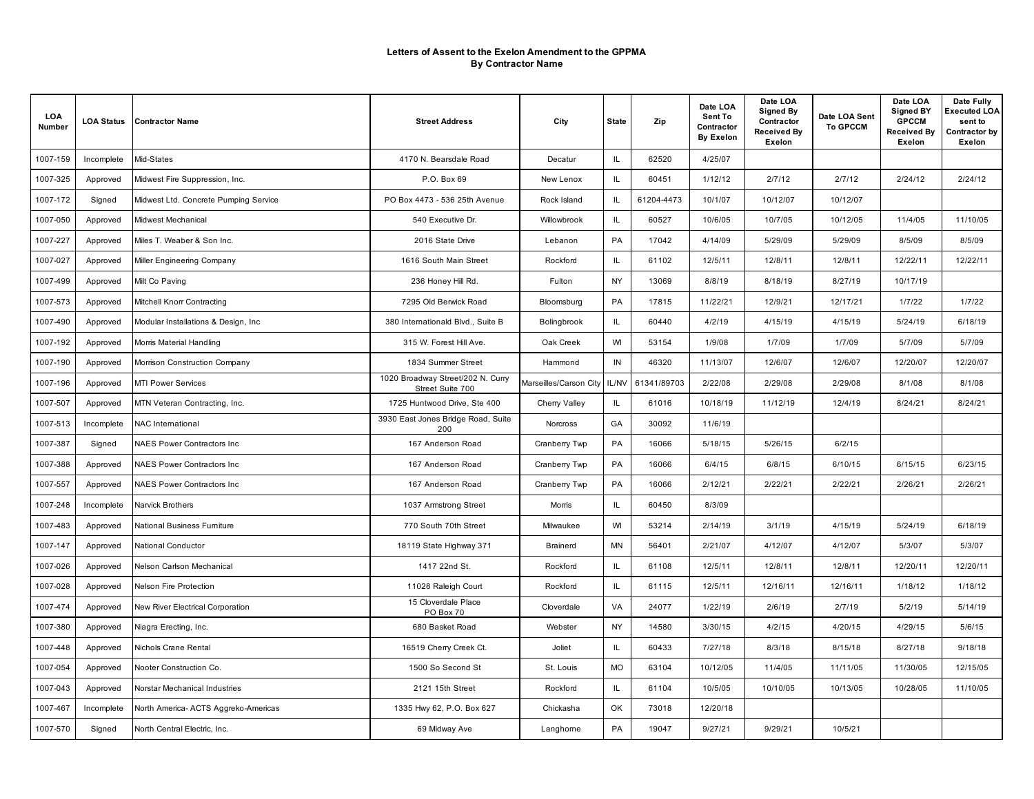**Letters of Assent to the Exelon Amendment to the GPPMA**
**By Contractor Name**

| LOA Number | LOA Status | Contractor Name | Street Address | City | State | Zip | Date LOA Sent To Contractor By Exelon | Date LOA Signed By Contractor Received By Exelon | Date LOA Sent To GPCCM | Date LOA Signed BY GPCCM Received By Exelon | Date Fully Executed LOA sent to Contractor by Exelon |
|---|---|---|---|---|---|---|---|---|---|---|---|
| 1007-159 | Incomplete | Mid-States | 4170 N. Beardsale Road | Decatur | IL | 62520 | 4/25/07 | | | | |
| 1007-325 | Approved | Midwest Fire Suppression, Inc. | P.O. Box 69 | New Lenox | IL | 60451 | 1/12/12 | 2/7/12 | 2/7/12 | 2/24/12 | 2/24/12 |
| 1007-172 | Signed | Midwest Ltd. Concrete Pumping Service | PO Box 4473 - 536 25th Avenue | Rock Island | IL | 61204-4473 | 10/1/07 | 10/12/07 | 10/12/07 | | |
| 1007-050 | Approved | Midwest Mechanical | 540 Executive Dr. | Willowbrook | IL | 60527 | 10/6/05 | 10/7/05 | 10/12/05 | 11/4/05 | 11/10/05 |
| 1007-227 | Approved | Miles T. Weaber & Son Inc. | 2016 State Drive | Lebanon | PA | 17042 | 4/14/09 | 5/29/09 | 5/29/09 | 8/5/09 | 8/5/09 |
| 1007-027 | Approved | Miller Engineering Company | 1616 South Main Street | Rockford | IL | 61102 | 12/5/11 | 12/8/11 | 12/8/11 | 12/22/11 | 12/22/11 |
| 1007-499 | Approved | Milt Co Paving | 236 Honey Hill Rd. | Fulton | NY | 13069 | 8/8/19 | 8/18/19 | 8/27/19 | 10/17/19 | |
| 1007-573 | Approved | Mitchell Knorr Contracting | 7295 Old Berwick Road | Bloomsburg | PA | 17815 | 11/22/21 | 12/9/21 | 12/17/21 | 1/7/22 | 1/7/22 |
| 1007-490 | Approved | Modular Installations & Design, Inc | 380 Internationald Blvd., Suite B | Bolingbrook | IL | 60440 | 4/2/19 | 4/15/19 | 4/15/19 | 5/24/19 | 6/18/19 |
| 1007-192 | Approved | Morris Material Handling | 315 W. Forest Hill Ave. | Oak Creek | WI | 53154 | 1/9/08 | 1/7/09 | 1/7/09 | 5/7/09 | 5/7/09 |
| 1007-190 | Approved | Morrison Construction Company | 1834 Summer Street | Hammond | IN | 46320 | 11/13/07 | 12/6/07 | 12/6/07 | 12/20/07 | 12/20/07 |
| 1007-196 | Approved | MTI Power Services | 1020 Broadway Street/202 N. Curry Street Suite 700 | Marseilles/Carson City | IL/NV | 61341/89703 | 2/22/08 | 2/29/08 | 2/29/08 | 8/1/08 | 8/1/08 |
| 1007-507 | Approved | MTN Veteran Contracting, Inc. | 1725 Huntwood Drive, Ste 400 | Cherry Valley | IL | 61016 | 10/18/19 | 11/12/19 | 12/4/19 | 8/24/21 | 8/24/21 |
| 1007-513 | Incomplete | NAC International | 3930 East Jones Bridge Road, Suite 200 | Norcross | GA | 30092 | 11/6/19 | | | | |
| 1007-387 | Signed | NAES Power Contractors Inc | 167 Anderson Road | Cranberry Twp | PA | 16066 | 5/18/15 | 5/26/15 | 6/2/15 | | |
| 1007-388 | Approved | NAES Power Contractors Inc | 167 Anderson Road | Cranberry Twp | PA | 16066 | 6/4/15 | 6/8/15 | 6/10/15 | 6/15/15 | 6/23/15 |
| 1007-557 | Approved | NAES Power Contractors Inc | 167 Anderson Road | Cranberry Twp | PA | 16066 | 2/12/21 | 2/22/21 | 2/22/21 | 2/26/21 | 2/26/21 |
| 1007-248 | Incomplete | Narvick Brothers | 1037 Armstrong Street | Morris | IL | 60450 | 8/3/09 | | | | |
| 1007-483 | Approved | National Business Furniture | 770 South 70th Street | Milwaukee | WI | 53214 | 2/14/19 | 3/1/19 | 4/15/19 | 5/24/19 | 6/18/19 |
| 1007-147 | Approved | National Conductor | 18119 State Highway 371 | Brainerd | MN | 56401 | 2/21/07 | 4/12/07 | 4/12/07 | 5/3/07 | 5/3/07 |
| 1007-026 | Approved | Nelson Carlson Mechanical | 1417 22nd St. | Rockford | IL | 61108 | 12/5/11 | 12/8/11 | 12/8/11 | 12/20/11 | 12/20/11 |
| 1007-028 | Approved | Nelson Fire Protection | 11028 Raleigh Court | Rockford | IL | 61115 | 12/5/11 | 12/16/11 | 12/16/11 | 1/18/12 | 1/18/12 |
| 1007-474 | Approved | New River Electrical Corporation | 15 Cloverdale Place PO Box 70 | Cloverdale | VA | 24077 | 1/22/19 | 2/6/19 | 2/7/19 | 5/2/19 | 5/14/19 |
| 1007-380 | Approved | Niagra Erecting, Inc. | 680 Basket Road | Webster | NY | 14580 | 3/30/15 | 4/2/15 | 4/20/15 | 4/29/15 | 5/6/15 |
| 1007-448 | Approved | Nichols Crane Rental | 16519 Cherry Creek Ct. | Joliet | IL | 60433 | 7/27/18 | 8/3/18 | 8/15/18 | 8/27/18 | 9/18/18 |
| 1007-054 | Approved | Nooter Construction Co. | 1500 So Second St | St. Louis | MO | 63104 | 10/12/05 | 11/4/05 | 11/11/05 | 11/30/05 | 12/15/05 |
| 1007-043 | Approved | Norstar Mechanical Industries | 2121 15th Street | Rockford | IL | 61104 | 10/5/05 | 10/10/05 | 10/13/05 | 10/28/05 | 11/10/05 |
| 1007-467 | Incomplete | North America- ACTS Aggreko-Americas | 1335 Hwy 62, P.O. Box 627 | Chickasha | OK | 73018 | 12/20/18 | | | | |
| 1007-570 | Signed | North Central Electric, Inc. | 69 Midway Ave | Langhorne | PA | 19047 | 9/27/21 | 9/29/21 | 10/5/21 | | |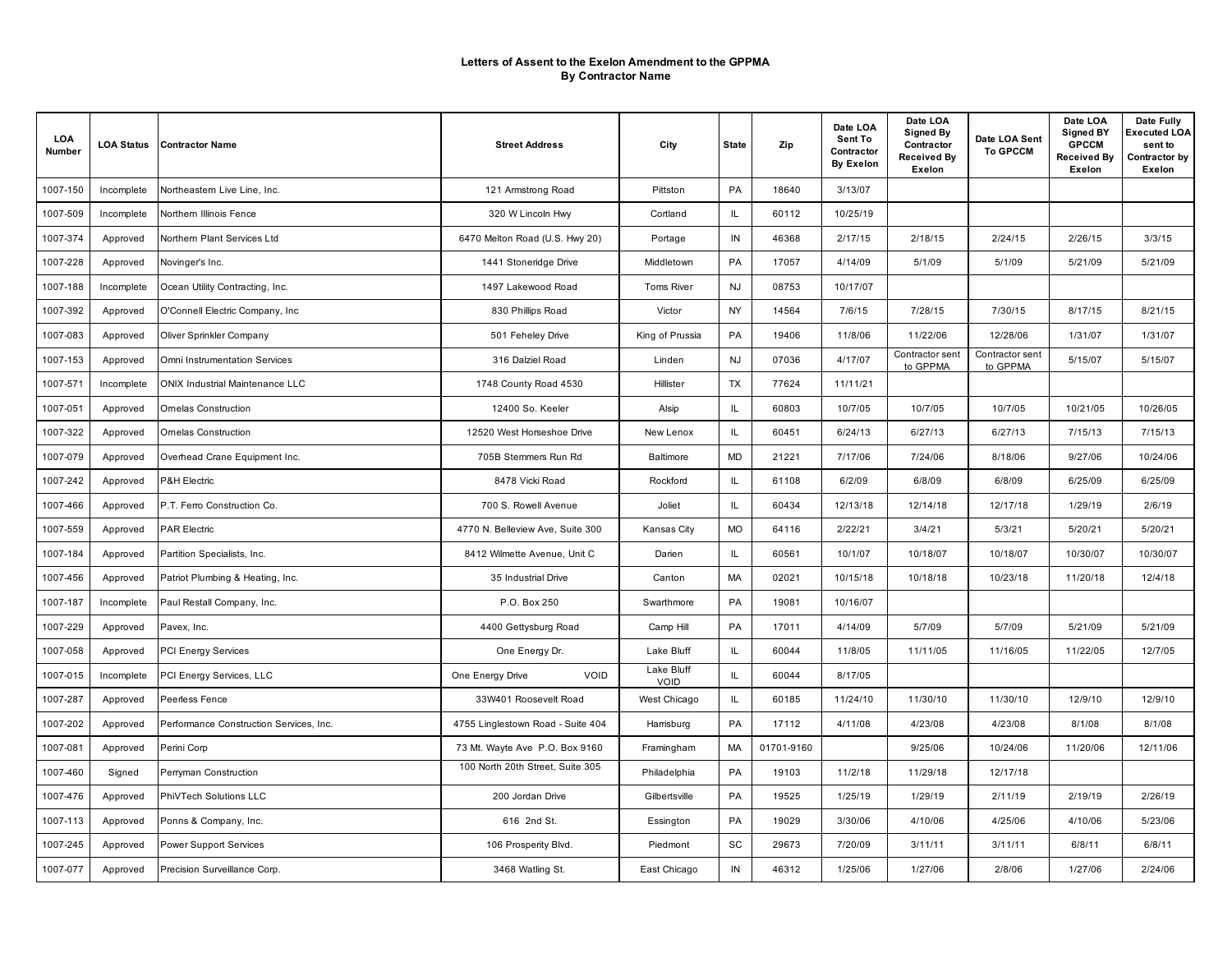**Letters of Assent to the Exelon Amendment to the GPPMA**
**By Contractor Name**

| LOA Number | LOA Status | Contractor Name | Street Address | City | State | Zip | Date LOA Sent To Contractor By Exelon | Date LOA Signed By Contractor Received By Exelon | Date LOA Sent To GPCCM | Date LOA Signed BY GPCCM Received By Exelon | Date Fully Executed LOA sent to Contractor by Exelon |
|---|---|---|---|---|---|---|---|---|---|---|---|
| 1007-150 | Incomplete | Northeastern Live Line, Inc. | 121 Armstrong Road | Pittston | PA | 18640 | 3/13/07 | | | | |
| 1007-509 | Incomplete | Northern Illinois Fence | 320 W Lincoln Hwy | Cortland | IL | 60112 | 10/25/19 | | | | |
| 1007-374 | Approved | Northern Plant Services Ltd | 6470 Melton Road (U.S. Hwy 20) | Portage | IN | 46368 | 2/17/15 | 2/18/15 | 2/24/15 | 2/26/15 | 3/3/15 |
| 1007-228 | Approved | Novinger's Inc. | 1441 Stoneridge Drive | Middletown | PA | 17057 | 4/14/09 | 5/1/09 | 5/1/09 | 5/21/09 | 5/21/09 |
| 1007-188 | Incomplete | Ocean Utility Contracting, Inc. | 1497 Lakewood Road | Toms River | NJ | 08753 | 10/17/07 | | | | |
| 1007-392 | Approved | O'Connell Electric Company, Inc | 830 Phillips Road | Victor | NY | 14564 | 7/6/15 | 7/28/15 | 7/30/15 | 8/17/15 | 8/21/15 |
| 1007-083 | Approved | Oliver Sprinkler Company | 501 Feheley Drive | King of Prussia | PA | 19406 | 11/8/06 | 11/22/06 | 12/28/06 | 1/31/07 | 1/31/07 |
| 1007-153 | Approved | Omni Instrumentation Services | 316 Dalziel Road | Linden | NJ | 07036 | 4/17/07 | Contractor sent to GPPMA | Contractor sent to GPPMA | 5/15/07 | 5/15/07 |
| 1007-571 | Incomplete | ONIX Industrial Maintenance LLC | 1748 County Road 4530 | Hillister | TX | 77624 | 11/11/21 | | | | |
| 1007-051 | Approved | Ornelas Construction | 12400 So. Keeler | Alsip | IL | 60803 | 10/7/05 | 10/7/05 | 10/7/05 | 10/21/05 | 10/26/05 |
| 1007-322 | Approved | Ornelas Construction | 12520 West Horseshoe Drive | New Lenox | IL | 60451 | 6/24/13 | 6/27/13 | 6/27/13 | 7/15/13 | 7/15/13 |
| 1007-079 | Approved | Overhead Crane Equipment Inc. | 705B Stemmers Run Rd | Baltimore | MD | 21221 | 7/17/06 | 7/24/06 | 8/18/06 | 9/27/06 | 10/24/06 |
| 1007-242 | Approved | P&H Electric | 8478 Vicki Road | Rockford | IL | 61108 | 6/2/09 | 6/8/09 | 6/8/09 | 6/25/09 | 6/25/09 |
| 1007-466 | Approved | P.T. Ferro Construction Co. | 700 S. Rowell Avenue | Joliet | IL | 60434 | 12/13/18 | 12/14/18 | 12/17/18 | 1/29/19 | 2/6/19 |
| 1007-559 | Approved | PAR Electric | 4770 N. Belleview Ave, Suite 300 | Kansas City | MO | 64116 | 2/22/21 | 3/4/21 | 5/3/21 | 5/20/21 | 5/20/21 |
| 1007-184 | Approved | Partition Specialists, Inc. | 8412 Wilmette Avenue, Unit C | Darien | IL | 60561 | 10/1/07 | 10/18/07 | 10/18/07 | 10/30/07 | 10/30/07 |
| 1007-456 | Approved | Patriot Plumbing & Heating, Inc. | 35 Industrial Drive | Canton | MA | 02021 | 10/15/18 | 10/18/18 | 10/23/18 | 11/20/18 | 12/4/18 |
| 1007-187 | Incomplete | Paul Restall Company, Inc. | P.O. Box 250 | Swarthmore | PA | 19081 | 10/16/07 | | | | |
| 1007-229 | Approved | Pavex, Inc. | 4400 Gettysburg Road | Camp Hill | PA | 17011 | 4/14/09 | 5/7/09 | 5/7/09 | 5/21/09 | 5/21/09 |
| 1007-058 | Approved | PCI Energy Services | One Energy Dr. | Lake Bluff | IL | 60044 | 11/8/05 | 11/11/05 | 11/16/05 | 11/22/05 | 12/7/05 |
| 1007-015 | Incomplete | PCI Energy Services, LLC | One Energy Drive VOID | Lake Bluff VOID | IL | 60044 | 8/17/05 | | | | |
| 1007-287 | Approved | Peerless Fence | 33W401 Roosevelt Road | West Chicago | IL | 60185 | 11/24/10 | 11/30/10 | 11/30/10 | 12/9/10 | 12/9/10 |
| 1007-202 | Approved | Performance Construction Services, Inc. | 4755 Linglestown Road - Suite 404 | Harrisburg | PA | 17112 | 4/11/08 | 4/23/08 | 4/23/08 | 8/1/08 | 8/1/08 |
| 1007-081 | Approved | Perini Corp | 73 Mt. Wayte Ave P.O. Box 9160 | Framingham | MA | 01701-9160 | | 9/25/06 | 10/24/06 | 11/20/06 | 12/11/06 |
| 1007-460 | Signed | Perryman Construction | 100 North 20th Street, Suite 305 | Philadelphia | PA | 19103 | 11/2/18 | 11/29/18 | 12/17/18 | | |
| 1007-476 | Approved | PhiVTech Solutions LLC | 200 Jordan Drive | Gilbertsville | PA | 19525 | 1/25/19 | 1/29/19 | 2/11/19 | 2/19/19 | 2/26/19 |
| 1007-113 | Approved | Ponns & Company, Inc. | 616 2nd St. | Essington | PA | 19029 | 3/30/06 | 4/10/06 | 4/25/06 | 4/10/06 | 5/23/06 |
| 1007-245 | Approved | Power Support Services | 106 Prosperity Blvd. | Piedmont | SC | 29673 | 7/20/09 | 3/11/11 | 3/11/11 | 6/8/11 | 6/8/11 |
| 1007-077 | Approved | Precision Surveillance Corp. | 3468 Watling St. | East Chicago | IN | 46312 | 1/25/06 | 1/27/06 | 2/8/06 | 1/27/06 | 2/24/06 |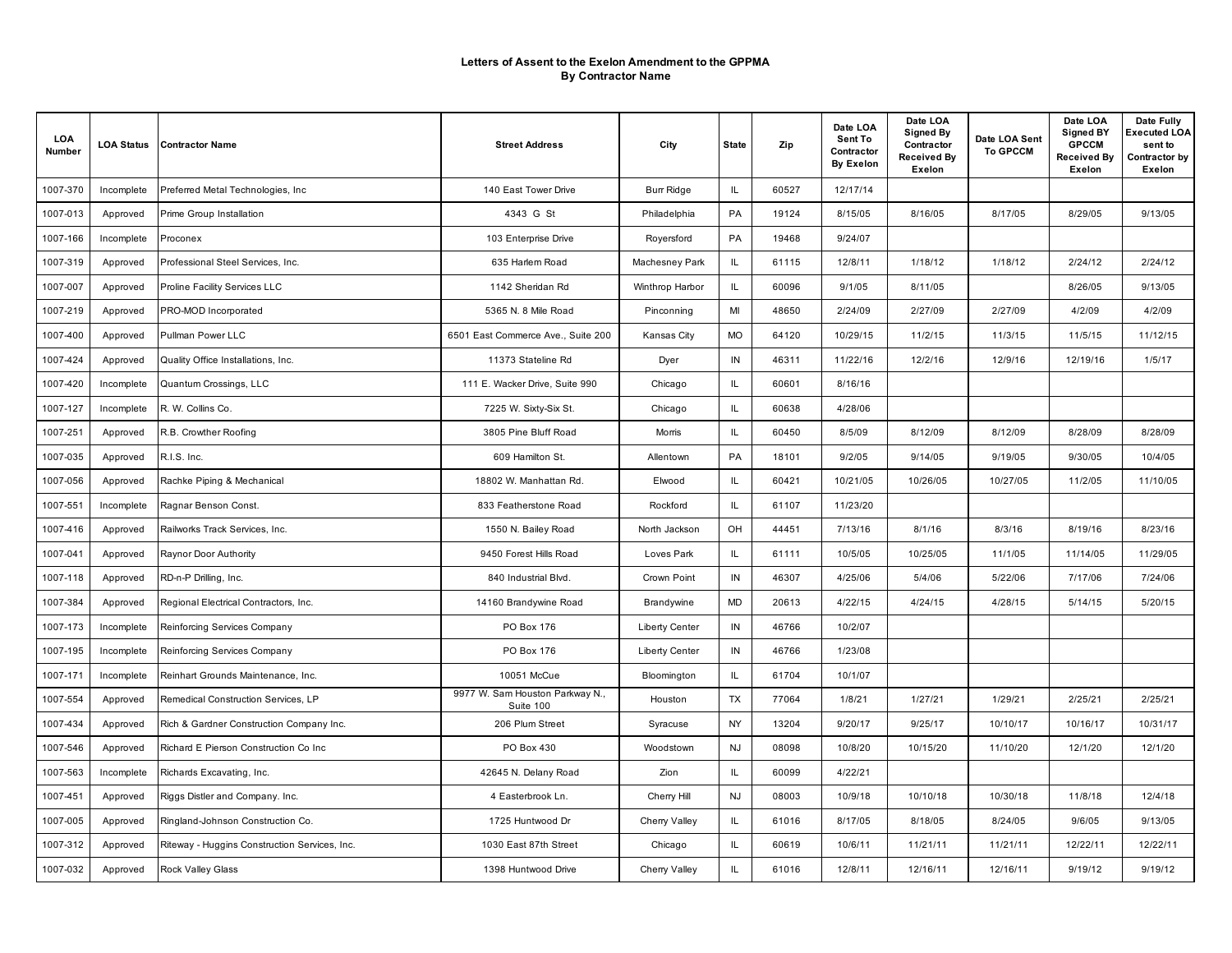**Letters of Assent to the Exelon Amendment to the GPPMA**
**By Contractor Name**

| LOA Number | LOA Status | Contractor Name | Street Address | City | State | Zip | Date LOA Sent To Contractor By Exelon | Date LOA Signed By Contractor Received By Exelon | Date LOA Sent To GPCCM | Date LOA Signed BY GPCCM Received By Exelon | Date Fully Executed LOA sent to Contractor by Exelon |
|---|---|---|---|---|---|---|---|---|---|---|---|
| 1007-370 | Incomplete | Preferred Metal Technologies, Inc | 140 East Tower Drive | Burr Ridge | IL | 60527 | 12/17/14 | | | | |
| 1007-013 | Approved | Prime Group Installation | 4343 G St | Philadelphia | PA | 19124 | 8/15/05 | 8/16/05 | 8/17/05 | 8/29/05 | 9/13/05 |
| 1007-166 | Incomplete | Proconex | 103 Enterprise Drive | Royersford | PA | 19468 | 9/24/07 | | | | |
| 1007-319 | Approved | Professional Steel Services, Inc. | 635 Harlem Road | Machesney Park | IL | 61115 | 12/8/11 | 1/18/12 | 1/18/12 | 2/24/12 | 2/24/12 |
| 1007-007 | Approved | Proline Facility Services LLC | 1142 Sheridan Rd | Winthrop Harbor | IL | 60096 | 9/1/05 | 8/11/05 | | 8/26/05 | 9/13/05 |
| 1007-219 | Approved | PRO-MOD Incorporated | 5365 N. 8 Mile Road | Pinconning | MI | 48650 | 2/24/09 | 2/27/09 | 2/27/09 | 4/2/09 | 4/2/09 |
| 1007-400 | Approved | Pullman Power LLC | 6501 East Commerce Ave., Suite 200 | Kansas City | MO | 64120 | 10/29/15 | 11/2/15 | 11/3/15 | 11/5/15 | 11/12/15 |
| 1007-424 | Approved | Quality Office Installations, Inc. | 11373 Stateline Rd | Dyer | IN | 46311 | 11/22/16 | 12/2/16 | 12/9/16 | 12/19/16 | 1/5/17 |
| 1007-420 | Incomplete | Quantum Crossings, LLC | 111 E. Wacker Drive, Suite 990 | Chicago | IL | 60601 | 8/16/16 | | | | |
| 1007-127 | Incomplete | R. W. Collins Co. | 7225 W. Sixty-Six St. | Chicago | IL | 60638 | 4/28/06 | | | | |
| 1007-251 | Approved | R.B. Crowther Roofing | 3805 Pine Bluff Road | Morris | IL | 60450 | 8/5/09 | 8/12/09 | 8/12/09 | 8/28/09 | 8/28/09 |
| 1007-035 | Approved | R.I.S. Inc. | 609 Hamilton St. | Allentown | PA | 18101 | 9/2/05 | 9/14/05 | 9/19/05 | 9/30/05 | 10/4/05 |
| 1007-056 | Approved | Rachke Piping & Mechanical | 18802 W. Manhattan Rd. | Elwood | IL | 60421 | 10/21/05 | 10/26/05 | 10/27/05 | 11/2/05 | 11/10/05 |
| 1007-551 | Incomplete | Ragnar Benson Const. | 833 Featherstone Road | Rockford | IL | 61107 | 11/23/20 | | | | |
| 1007-416 | Approved | Railworks Track Services, Inc. | 1550 N. Bailey Road | North Jackson | OH | 44451 | 7/13/16 | 8/1/16 | 8/3/16 | 8/19/16 | 8/23/16 |
| 1007-041 | Approved | Raynor Door Authority | 9450 Forest Hills Road | Loves Park | IL | 61111 | 10/5/05 | 10/25/05 | 11/1/05 | 11/14/05 | 11/29/05 |
| 1007-118 | Approved | RD-n-P Drilling, Inc. | 840 Industrial Blvd. | Crown Point | IN | 46307 | 4/25/06 | 5/4/06 | 5/22/06 | 7/17/06 | 7/24/06 |
| 1007-384 | Approved | Regional Electrical Contractors, Inc. | 14160 Brandywine Road | Brandywine | MD | 20613 | 4/22/15 | 4/24/15 | 4/28/15 | 5/14/15 | 5/20/15 |
| 1007-173 | Incomplete | Reinforcing Services Company | PO Box 176 | Liberty Center | IN | 46766 | 10/2/07 | | | | |
| 1007-195 | Incomplete | Reinforcing Services Company | PO Box 176 | Liberty Center | IN | 46766 | 1/23/08 | | | | |
| 1007-171 | Incomplete | Reinhart Grounds Maintenance, Inc. | 10051 McCue | Bloomington | IL | 61704 | 10/1/07 | | | | |
| 1007-554 | Approved | Remedical Construction Services, LP | 9977 W. Sam Houston Parkway N., Suite 100 | Houston | TX | 77064 | 1/8/21 | 1/27/21 | 1/29/21 | 2/25/21 | 2/25/21 |
| 1007-434 | Approved | Rich & Gardner Construction Company Inc. | 206 Plum Street | Syracuse | NY | 13204 | 9/20/17 | 9/25/17 | 10/10/17 | 10/16/17 | 10/31/17 |
| 1007-546 | Approved | Richard E Pierson Construction Co Inc | PO Box 430 | Woodstown | NJ | 08098 | 10/8/20 | 10/15/20 | 11/10/20 | 12/1/20 | 12/1/20 |
| 1007-563 | Incomplete | Richards Excavating, Inc. | 42645 N. Delany Road | Zion | IL | 60099 | 4/22/21 | | | | |
| 1007-451 | Approved | Riggs Distler and Company. Inc. | 4 Easterbrook Ln. | Cherry Hill | NJ | 08003 | 10/9/18 | 10/10/18 | 10/30/18 | 11/8/18 | 12/4/18 |
| 1007-005 | Approved | Ringland-Johnson Construction Co. | 1725 Huntwood Dr | Cherry Valley | IL | 61016 | 8/17/05 | 8/18/05 | 8/24/05 | 9/6/05 | 9/13/05 |
| 1007-312 | Approved | Riteway - Huggins Construction Services, Inc. | 1030 East 87th Street | Chicago | IL | 60619 | 10/6/11 | 11/21/11 | 11/21/11 | 12/22/11 | 12/22/11 |
| 1007-032 | Approved | Rock Valley Glass | 1398 Huntwood Drive | Cherry Valley | IL | 61016 | 12/8/11 | 12/16/11 | 12/16/11 | 9/19/12 | 9/19/12 |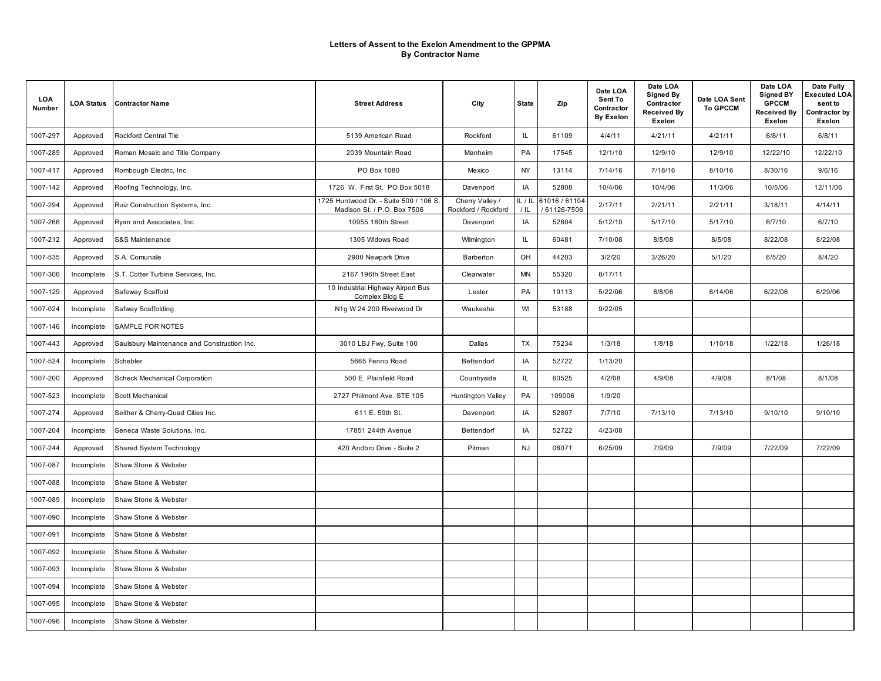**Letters of Assent to the Exelon Amendment to the GPPMA**
**By Contractor Name**

| LOA Number | LOA Status | Contractor Name | Street Address | City | State | Zip | Date LOA Sent To Contractor By Exelon | Date LOA Signed By Contractor Received By Exelon | Date LOA Sent To GPCCM | Date LOA Signed BY GPCCM Received By Exelon | Date Fully Executed LOA sent to Contractor by Exelon |
|---|---|---|---|---|---|---|---|---|---|---|---|
| 1007-297 | Approved | Rockford Central Tile | 5139 American Road | Rockford | IL | 61109 | 4/4/11 | 4/21/11 | 4/21/11 | 6/8/11 | 6/8/11 |
| 1007-289 | Approved | Roman Mosaic and Title Company | 2039 Mountain Road | Manheim | PA | 17545 | 12/1/10 | 12/9/10 | 12/9/10 | 12/22/10 | 12/22/10 |
| 1007-417 | Approved | Rombough Electric, Inc. | PO Box 1080 | Mexico | NY | 13114 | 7/14/16 | 7/18/16 | 8/10/16 | 8/30/16 | 9/6/16 |
| 1007-142 | Approved | Roofing Technology, Inc. | 1726 W. First St. PO Box 5018 | Davenport | IA | 52808 | 10/4/06 | 10/4/06 | 11/3/06 | 10/5/06 | 12/11/06 |
| 1007-294 | Approved | Ruiz Construction Systems, Inc. | 1725 Huntwood Dr. - Suite 500 / 106 S. Madison St. / P.O. Box 7506 | Cherry Valley / Rockford / Rockford | IL / IL / IL | 61016 / 61104 / 61126-7506 | 2/17/11 | 2/21/11 | 2/21/11 | 3/18/11 | 4/14/11 |
| 1007-266 | Approved | Ryan and Associates, Inc. | 10955 160th Street | Davenport | IA | 52804 | 5/12/10 | 5/17/10 | 5/17/10 | 6/7/10 | 6/7/10 |
| 1007-212 | Approved | S&S Maintenance | 1305 Widows Road | Wilmington | IL | 60481 | 7/10/08 | 8/5/08 | 8/5/08 | 8/22/08 | 8/22/08 |
| 1007-535 | Approved | S.A. Comunale | 2900 Newpark Drive | Barberton | OH | 44203 | 3/2/20 | 3/26/20 | 5/1/20 | 6/5/20 | 8/4/20 |
| 1007-306 | Incomplete | S.T. Cotter Turbine Services, Inc. | 2167 196th Street East | Clearwater | MN | 55320 | 8/17/11 | | | | |
| 1007-129 | Approved | Safeway Scaffold | 10 Industrial Highway Airport Bus Complex Bldg E | Lester | PA | 19113 | 5/22/06 | 6/8/06 | 6/14/06 | 6/22/06 | 6/29/06 |
| 1007-024 | Incomplete | Safway Scaffolding | N1g W 24 200 Riverwood Dr | Waukesha | WI | 53188 | 9/22/05 | | | | |
| 1007-146 | Incomplete | SAMPLE FOR NOTES | | | | | | | | | |
| 1007-443 | Approved | Saulsbury Maintenance and Construction Inc. | 3010 LBJ Fwy, Suite 100 | Dallas | TX | 75234 | 1/3/18 | 1/8/18 | 1/10/18 | 1/22/18 | 1/26/18 |
| 1007-524 | Incomplete | Schebler | 5665 Fenno Road | Bettendorf | IA | 52722 | 1/13/20 | | | | |
| 1007-200 | Approved | Scheck Mechanical Corporation | 500 E. Plainfield Road | Countryside | IL | 60525 | 4/2/08 | 4/9/08 | 4/9/08 | 8/1/08 | 8/1/08 |
| 1007-523 | Incomplete | Scott Mechanical | 2727 Philmont Ave. STE 105 | Huntington Valley | PA | 109006 | 1/9/20 | | | | |
| 1007-274 | Approved | Seither & Cherry-Quad Cities Inc. | 611 E. 59th St. | Davenport | IA | 52807 | 7/7/10 | 7/13/10 | 7/13/10 | 9/10/10 | 9/10/10 |
| 1007-204 | Incomplete | Seneca Waste Solutions, Inc. | 17851 244th Avenue | Bettendorf | IA | 52722 | 4/23/08 | | | | |
| 1007-244 | Approved | Shared System Technology | 420 Andbro Drive - Suite 2 | Pitman | NJ | 08071 | 6/25/09 | 7/9/09 | 7/9/09 | 7/22/09 | 7/22/09 |
| 1007-087 | Incomplete | Shaw Stone & Webster | | | | | | | | | |
| 1007-088 | Incomplete | Shaw Stone & Webster | | | | | | | | | |
| 1007-089 | Incomplete | Shaw Stone & Webster | | | | | | | | | |
| 1007-090 | Incomplete | Shaw Stone & Webster | | | | | | | | | |
| 1007-091 | Incomplete | Shaw Stone & Webster | | | | | | | | | |
| 1007-092 | Incomplete | Shaw Stone & Webster | | | | | | | | | |
| 1007-093 | Incomplete | Shaw Stone & Webster | | | | | | | | | |
| 1007-094 | Incomplete | Shaw Stone & Webster | | | | | | | | | |
| 1007-095 | Incomplete | Shaw Stone & Webster | | | | | | | | | |
| 1007-096 | Incomplete | Shaw Stone & Webster | | | | | | | | | |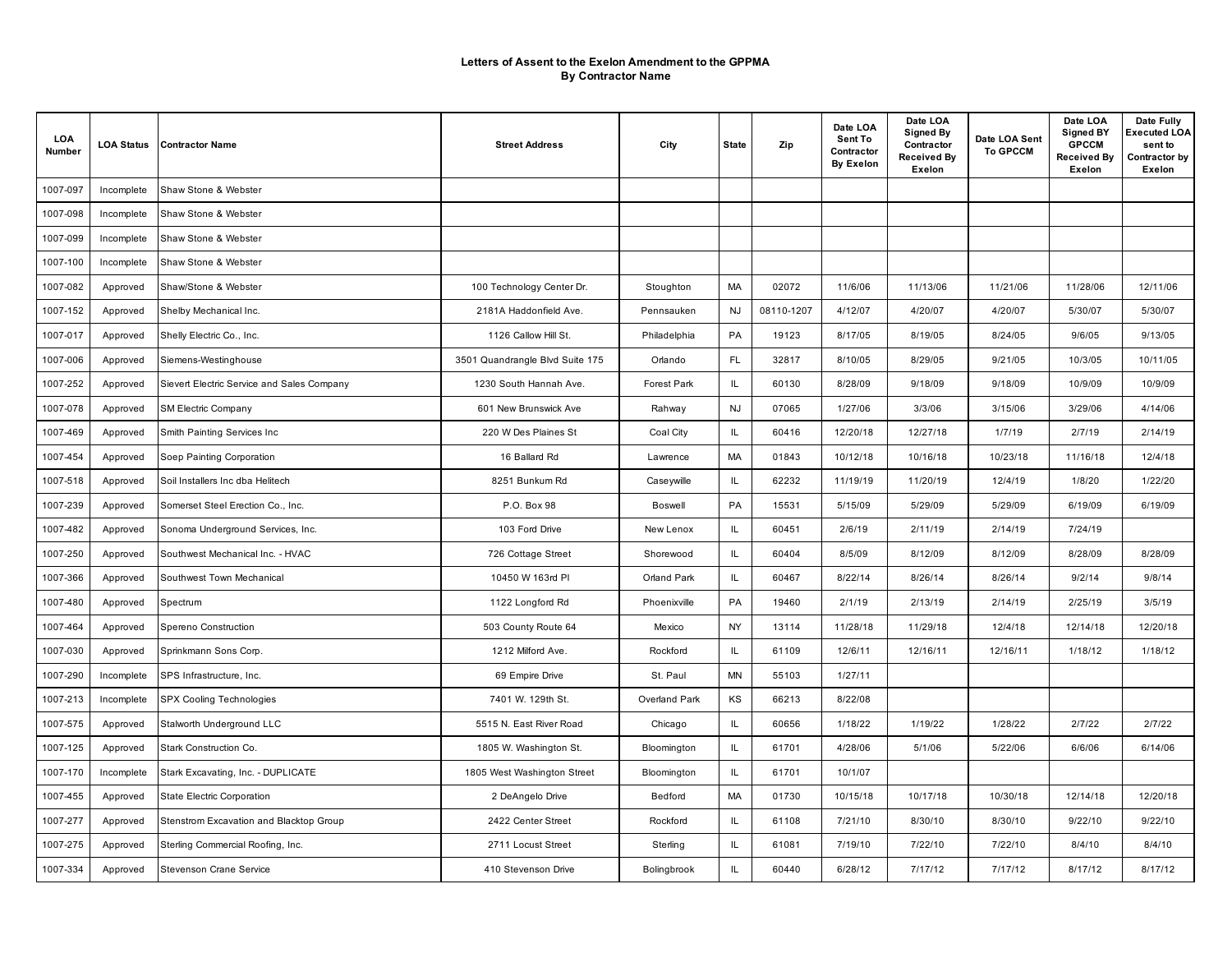**Letters of Assent to the Exelon Amendment to the GPPMA**
**By Contractor Name**

| LOA Number | LOA Status | Contractor Name | Street Address | City | State | Zip | Date LOA Sent To Contractor By Exelon | Date LOA Signed By Contractor Received By Exelon | Date LOA Sent To GPCCM | Date LOA Signed BY GPCCM Received By Exelon | Date Fully Executed LOA sent to Contractor by Exelon |
|---|---|---|---|---|---|---|---|---|---|---|---|
| 1007-097 | Incomplete | Shaw Stone & Webster | | | | | | | | | |
| 1007-098 | Incomplete | Shaw Stone & Webster | | | | | | | | | |
| 1007-099 | Incomplete | Shaw Stone & Webster | | | | | | | | | |
| 1007-100 | Incomplete | Shaw Stone & Webster | | | | | | | | | |
| 1007-082 | Approved | Shaw/Stone & Webster | 100 Technology Center Dr. | Stoughton | MA | 02072 | 11/6/06 | 11/13/06 | 11/21/06 | 11/28/06 | 12/11/06 |
| 1007-152 | Approved | Shelby Mechanical Inc. | 2181A Haddonfield Ave. | Pennsauken | NJ | 08110-1207 | 4/12/07 | 4/20/07 | 4/20/07 | 5/30/07 | 5/30/07 |
| 1007-017 | Approved | Shelly Electric Co., Inc. | 1126 Callow Hill St. | Philadelphia | PA | 19123 | 8/17/05 | 8/19/05 | 8/24/05 | 9/6/05 | 9/13/05 |
| 1007-006 | Approved | Siemens-Westinghouse | 3501 Quandrangle Blvd Suite 175 | Orlando | FL | 32817 | 8/10/05 | 8/29/05 | 9/21/05 | 10/3/05 | 10/11/05 |
| 1007-252 | Approved | Sievert Electric Service and Sales Company | 1230 South Hannah Ave. | Forest Park | IL | 60130 | 8/28/09 | 9/18/09 | 9/18/09 | 10/9/09 | 10/9/09 |
| 1007-078 | Approved | SM Electric Company | 601 New Brunswick Ave | Rahway | NJ | 07065 | 1/27/06 | 3/3/06 | 3/15/06 | 3/29/06 | 4/14/06 |
| 1007-469 | Approved | Smith Painting Services Inc | 220 W Des Plaines St | Coal City | IL | 60416 | 12/20/18 | 12/27/18 | 1/7/19 | 2/7/19 | 2/14/19 |
| 1007-454 | Approved | Soep Painting Corporation | 16 Ballard Rd | Lawrence | MA | 01843 | 10/12/18 | 10/16/18 | 10/23/18 | 11/16/18 | 12/4/18 |
| 1007-518 | Approved | Soil Installers Inc dba Helitech | 8251 Bunkum Rd | Caseywille | IL | 62232 | 11/19/19 | 11/20/19 | 12/4/19 | 1/8/20 | 1/22/20 |
| 1007-239 | Approved | Somerset Steel Erection Co., Inc. | P.O. Box 98 | Boswell | PA | 15531 | 5/15/09 | 5/29/09 | 5/29/09 | 6/19/09 | 6/19/09 |
| 1007-482 | Approved | Sonoma Underground Services, Inc. | 103 Ford Drive | New Lenox | IL | 60451 | 2/6/19 | 2/11/19 | 2/14/19 | 7/24/19 | |
| 1007-250 | Approved | Southwest Mechanical Inc. - HVAC | 726 Cottage Street | Shorewood | IL | 60404 | 8/5/09 | 8/12/09 | 8/12/09 | 8/28/09 | 8/28/09 |
| 1007-366 | Approved | Southwest Town Mechanical | 10450 W 163rd Pl | Orland Park | IL | 60467 | 8/22/14 | 8/26/14 | 8/26/14 | 9/2/14 | 9/8/14 |
| 1007-480 | Approved | Spectrum | 1122 Longford Rd | Phoenixville | PA | 19460 | 2/1/19 | 2/13/19 | 2/14/19 | 2/25/19 | 3/5/19 |
| 1007-464 | Approved | Spereno Construction | 503 County Route 64 | Mexico | NY | 13114 | 11/28/18 | 11/29/18 | 12/4/18 | 12/14/18 | 12/20/18 |
| 1007-030 | Approved | Sprinkmann Sons Corp. | 1212 Milford Ave. | Rockford | IL | 61109 | 12/6/11 | 12/16/11 | 12/16/11 | 1/18/12 | 1/18/12 |
| 1007-290 | Incomplete | SPS Infrastructure, Inc. | 69 Empire Drive | St. Paul | MN | 55103 | 1/27/11 | | | | |
| 1007-213 | Incomplete | SPX Cooling Technologies | 7401 W. 129th St. | Overland Park | KS | 66213 | 8/22/08 | | | | |
| 1007-575 | Approved | Stalworth Underground LLC | 5515 N. East River Road | Chicago | IL | 60656 | 1/18/22 | 1/19/22 | 1/28/22 | 2/7/22 | 2/7/22 |
| 1007-125 | Approved | Stark Construction Co. | 1805 W. Washington St. | Bloomington | IL | 61701 | 4/28/06 | 5/1/06 | 5/22/06 | 6/6/06 | 6/14/06 |
| 1007-170 | Incomplete | Stark Excavating, Inc. - DUPLICATE | 1805 West Washington Street | Bloomington | IL | 61701 | 10/1/07 | | | | |
| 1007-455 | Approved | State Electric Corporation | 2 DeAngelo Drive | Bedford | MA | 01730 | 10/15/18 | 10/17/18 | 10/30/18 | 12/14/18 | 12/20/18 |
| 1007-277 | Approved | Stenstrom Excavation and Blacktop Group | 2422 Center Street | Rockford | IL | 61108 | 7/21/10 | 8/30/10 | 8/30/10 | 9/22/10 | 9/22/10 |
| 1007-275 | Approved | Sterling Commercial Roofing, Inc. | 2711 Locust Street | Sterling | IL | 61081 | 7/19/10 | 7/22/10 | 7/22/10 | 8/4/10 | 8/4/10 |
| 1007-334 | Approved | Stevenson Crane Service | 410 Stevenson Drive | Bolingbrook | IL | 60440 | 6/28/12 | 7/17/12 | 7/17/12 | 8/17/12 | 8/17/12 |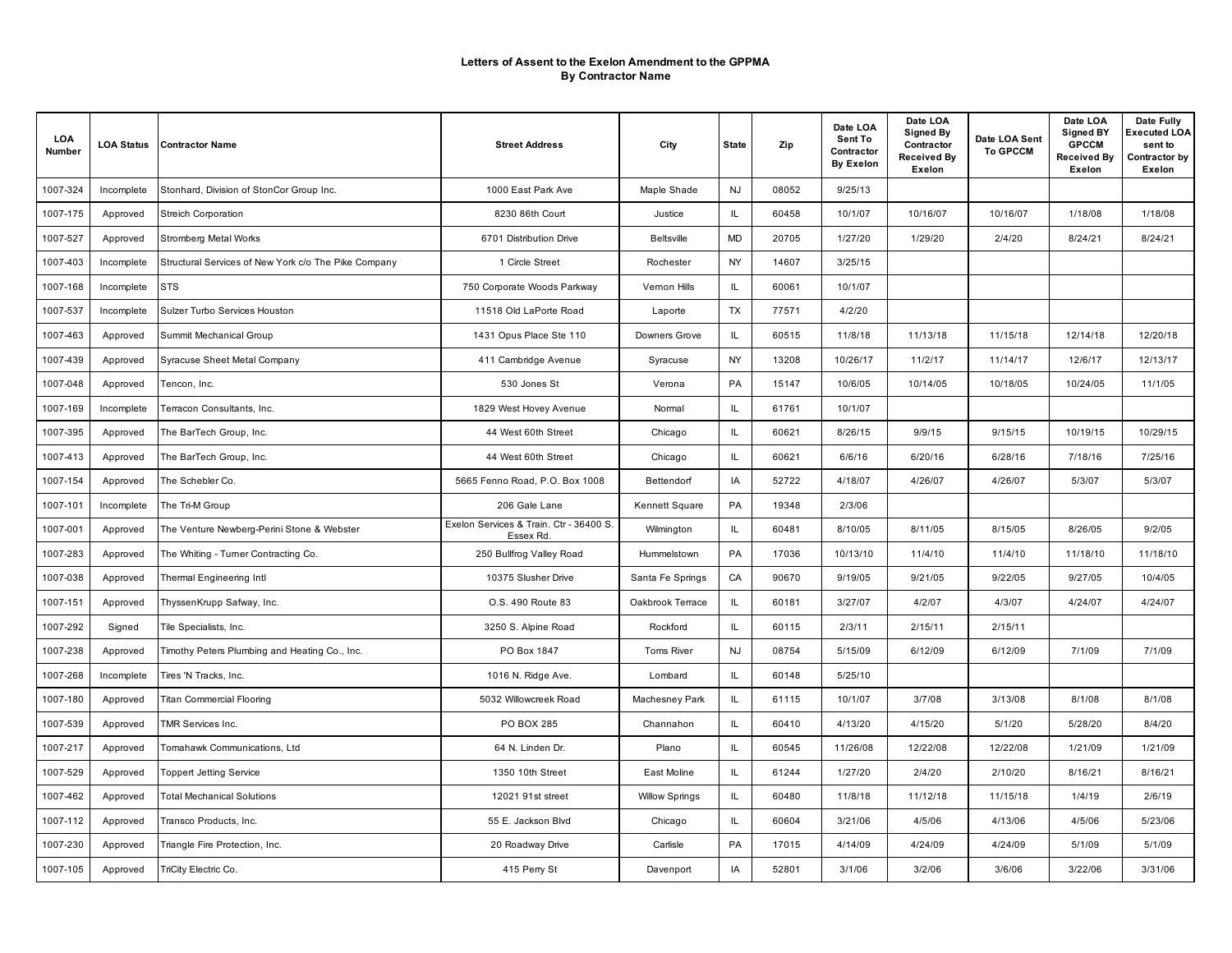**Letters of Assent to the Exelon Amendment to the GPPMA**
**By Contractor Name**

| LOA Number | LOA Status | Contractor Name | Street Address | City | State | Zip | Date LOA Sent To Contractor By Exelon | Date LOA Signed By Contractor Received By Exelon | Date LOA Sent To GPCCM | Date LOA Signed BY GPCCM Received By Exelon | Date Fully Executed LOA sent to Contractor by Exelon |
|---|---|---|---|---|---|---|---|---|---|---|---|
| 1007-324 | Incomplete | Stonhard, Division of StonCor Group Inc. | 1000 East Park Ave | Maple Shade | NJ | 08052 | 9/25/13 | | | | |
| 1007-175 | Approved | Streich Corporation | 8230 86th Court | Justice | IL | 60458 | 10/1/07 | 10/16/07 | 10/16/07 | 1/18/08 | 1/18/08 |
| 1007-527 | Approved | Stromberg Metal Works | 6701 Distribution Drive | Beltsville | MD | 20705 | 1/27/20 | 1/29/20 | 2/4/20 | 8/24/21 | 8/24/21 |
| 1007-403 | Incomplete | Structural Services of New York c/o The Pike Company | 1 Circle Street | Rochester | NY | 14607 | 3/25/15 | | | | |
| 1007-168 | Incomplete | STS | 750 Corporate Woods Parkway | Vernon Hills | IL | 60061 | 10/1/07 | | | | |
| 1007-537 | Incomplete | Sulzer Turbo Services Houston | 11518 Old LaPorte Road | Laporte | TX | 77571 | 4/2/20 | | | | |
| 1007-463 | Approved | Summit Mechanical Group | 1431 Opus Place Ste 110 | Downers Grove | IL | 60515 | 11/8/18 | 11/13/18 | 11/15/18 | 12/14/18 | 12/20/18 |
| 1007-439 | Approved | Syracuse Sheet Metal Company | 411 Cambridge Avenue | Syracuse | NY | 13208 | 10/26/17 | 11/2/17 | 11/14/17 | 12/6/17 | 12/13/17 |
| 1007-048 | Approved | Tencon, Inc. | 530 Jones St | Verona | PA | 15147 | 10/6/05 | 10/14/05 | 10/18/05 | 10/24/05 | 11/1/05 |
| 1007-169 | Incomplete | Terracon Consultants, Inc. | 1829 West Hovey Avenue | Normal | IL | 61761 | 10/1/07 | | | | |
| 1007-395 | Approved | The BarTech Group, Inc. | 44 West 60th Street | Chicago | IL | 60621 | 8/26/15 | 9/9/15 | 9/15/15 | 10/19/15 | 10/29/15 |
| 1007-413 | Approved | The BarTech Group, Inc. | 44 West 60th Street | Chicago | IL | 60621 | 6/6/16 | 6/20/16 | 6/28/16 | 7/18/16 | 7/25/16 |
| 1007-154 | Approved | The Schebler Co. | 5665 Fenno Road, P.O. Box 1008 | Bettendorf | IA | 52722 | 4/18/07 | 4/26/07 | 4/26/07 | 5/3/07 | 5/3/07 |
| 1007-101 | Incomplete | The Tri-M Group | 206 Gale Lane | Kennett Square | PA | 19348 | 2/3/06 | | | | |
| 1007-001 | Approved | The Venture Newberg-Perini Stone & Webster | Exelon Services & Train. Ctr - 36400 S. Essex Rd. | Wilmington | IL | 60481 | 8/10/05 | 8/11/05 | 8/15/05 | 8/26/05 | 9/2/05 |
| 1007-283 | Approved | The Whiting - Turner Contracting Co. | 250 Bullfrog Valley Road | Hummelstown | PA | 17036 | 10/13/10 | 11/4/10 | 11/4/10 | 11/18/10 | 11/18/10 |
| 1007-038 | Approved | Thermal Engineering Intl | 10375 Slusher Drive | Santa Fe Springs | CA | 90670 | 9/19/05 | 9/21/05 | 9/22/05 | 9/27/05 | 10/4/05 |
| 1007-151 | Approved | ThyssenKrupp Safway, Inc. | O.S. 490 Route 83 | Oakbrook Terrace | IL | 60181 | 3/27/07 | 4/2/07 | 4/3/07 | 4/24/07 | 4/24/07 |
| 1007-292 | Signed | Tile Specialists, Inc. | 3250 S. Alpine Road | Rockford | IL | 60115 | 2/3/11 | 2/15/11 | 2/15/11 | | |
| 1007-238 | Approved | Timothy Peters Plumbing and Heating Co., Inc. | PO Box 1847 | Toms River | NJ | 08754 | 5/15/09 | 6/12/09 | 6/12/09 | 7/1/09 | 7/1/09 |
| 1007-268 | Incomplete | Tires 'N Tracks, Inc. | 1016 N. Ridge Ave. | Lombard | IL | 60148 | 5/25/10 | | | | |
| 1007-180 | Approved | Titan Commercial Flooring | 5032 Willowcreek Road | Machesney Park | IL | 61115 | 10/1/07 | 3/7/08 | 3/13/08 | 8/1/08 | 8/1/08 |
| 1007-539 | Approved | TMR Services Inc. | PO BOX 285 | Channahon | IL | 60410 | 4/13/20 | 4/15/20 | 5/1/20 | 5/28/20 | 8/4/20 |
| 1007-217 | Approved | Tomahawk Communications, Ltd | 64 N. Linden Dr. | Plano | IL | 60545 | 11/26/08 | 12/22/08 | 12/22/08 | 1/21/09 | 1/21/09 |
| 1007-529 | Approved | Toppert Jetting Service | 1350 10th Street | East Moline | IL | 61244 | 1/27/20 | 2/4/20 | 2/10/20 | 8/16/21 | 8/16/21 |
| 1007-462 | Approved | Total Mechanical Solutions | 12021 91st street | Willow Springs | IL | 60480 | 11/8/18 | 11/12/18 | 11/15/18 | 1/4/19 | 2/6/19 |
| 1007-112 | Approved | Transco Products, Inc. | 55 E. Jackson Blvd | Chicago | IL | 60604 | 3/21/06 | 4/5/06 | 4/13/06 | 4/5/06 | 5/23/06 |
| 1007-230 | Approved | Triangle Fire Protection, Inc. | 20 Roadway Drive | Carlisle | PA | 17015 | 4/14/09 | 4/24/09 | 4/24/09 | 5/1/09 | 5/1/09 |
| 1007-105 | Approved | TriCity Electric Co. | 415 Perry St | Davenport | IA | 52801 | 3/1/06 | 3/2/06 | 3/6/06 | 3/22/06 | 3/31/06 |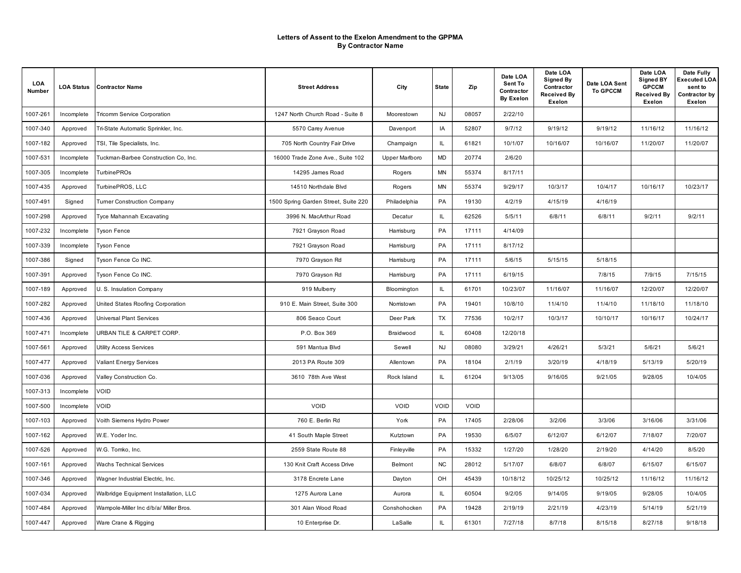# Letters of Assent to the Exelon Amendment to the GPPMA
## By Contractor Name

| LOA Number | LOA Status | Contractor Name | Street Address | City | State | Zip | Date LOA Sent To Contractor By Exelon | Date LOA Signed By Contractor Received By Exelon | Date LOA Sent To GPCCM | Date LOA Signed BY GPCCM Received By Exelon | Date Fully Executed LOA sent to Contractor by Exelon |
|---|---|---|---|---|---|---|---|---|---|---|---|
| 1007-261 | Incomplete | Tricomm Service Corporation | 1247 North Church Road - Suite 8 | Moorestown | NJ | 08057 | 2/22/10 | | | | |
| 1007-340 | Approved | Tri-State Automatic Sprinkler, Inc. | 5570 Carey Avenue | Davenport | IA | 52807 | 9/7/12 | 9/19/12 | 9/19/12 | 11/16/12 | 11/16/12 |
| 1007-182 | Approved | TSI, Tile Specialists, Inc. | 705 North Country Fair Drive | Champaign | IL | 61821 | 10/1/07 | 10/16/07 | 10/16/07 | 11/20/07 | 11/20/07 |
| 1007-531 | Incomplete | Tuckman-Barbee Construction Co, Inc. | 16000 Trade Zone Ave., Suite 102 | Upper Marlboro | MD | 20774 | 2/6/20 | | | | |
| 1007-305 | Incomplete | TurbinePROs | 14295 James Road | Rogers | MN | 55374 | 8/17/11 | | | | |
| 1007-435 | Approved | TurbinePROS, LLC | 14510 Northdale Blvd | Rogers | MN | 55374 | 9/29/17 | 10/3/17 | 10/4/17 | 10/16/17 | 10/23/17 |
| 1007-491 | Signed | Turner Construction Company | 1500 Spring Garden Street, Suite 220 | Philadelphia | PA | 19130 | 4/2/19 | 4/15/19 | 4/16/19 | | |
| 1007-298 | Approved | Tyce Mahannah Excavating | 3996 N. MacArthur Road | Decatur | IL | 62526 | 5/5/11 | 6/8/11 | 6/8/11 | 9/2/11 | 9/2/11 |
| 1007-232 | Incomplete | Tyson Fence | 7921 Grayson Road | Harrisburg | PA | 17111 | 4/14/09 | | | | |
| 1007-339 | Incomplete | Tyson Fence | 7921 Grayson Road | Harrisburg | PA | 17111 | 8/17/12 | | | | |
| 1007-386 | Signed | Tyson Fence Co INC. | 7970 Grayson Rd | Harrisburg | PA | 17111 | 5/6/15 | 5/15/15 | 5/18/15 | | |
| 1007-391 | Approved | Tyson Fence Co INC. | 7970 Grayson Rd | Harrisburg | PA | 17111 | 6/19/15 | | 7/8/15 | 7/9/15 | 7/15/15 |
| 1007-189 | Approved | U. S. Insulation Company | 919 Mulberry | Bloomington | IL | 61701 | 10/23/07 | 11/16/07 | 11/16/07 | 12/20/07 | 12/20/07 |
| 1007-282 | Approved | United States Roofing Corporation | 910 E. Main Street, Suite 300 | Norristown | PA | 19401 | 10/8/10 | 11/4/10 | 11/4/10 | 11/18/10 | 11/18/10 |
| 1007-436 | Approved | Universal Plant Services | 806 Seaco Court | Deer Park | TX | 77536 | 10/2/17 | 10/3/17 | 10/10/17 | 10/16/17 | 10/24/17 |
| 1007-471 | Incomplete | URBAN TILE & CARPET CORP. | P.O. Box 369 | Braidwood | IL | 60408 | 12/20/18 | | | | |
| 1007-561 | Approved | Utility Access Services | 591 Mantua Blvd | Sewell | NJ | 08080 | 3/29/21 | 4/26/21 | 5/3/21 | 5/6/21 | 5/6/21 |
| 1007-477 | Approved | Valiant Energy Services | 2013 PA Route 309 | Allentown | PA | 18104 | 2/1/19 | 3/20/19 | 4/18/19 | 5/13/19 | 5/20/19 |
| 1007-036 | Approved | Valley Construction Co. | 3610 78th Ave West | Rock Island | IL | 61204 | 9/13/05 | 9/16/05 | 9/21/05 | 9/28/05 | 10/4/05 |
| 1007-313 | Incomplete | VOID | | | | | | | | | |
| 1007-500 | Incomplete | VOID | VOID | VOID | VOID | VOID | | | | | |
| 1007-103 | Approved | Voith Siemens Hydro Power | 760 E. Berlin Rd | York | PA | 17405 | 2/28/06 | 3/2/06 | 3/3/06 | 3/16/06 | 3/31/06 |
| 1007-162 | Approved | W.E. Yoder Inc. | 41 South Maple Street | Kutztown | PA | 19530 | 6/5/07 | 6/12/07 | 6/12/07 | 7/18/07 | 7/20/07 |
| 1007-526 | Approved | W.G. Tomko, Inc. | 2559 State Route 88 | Finleyville | PA | 15332 | 1/27/20 | 1/28/20 | 2/19/20 | 4/14/20 | 8/5/20 |
| 1007-161 | Approved | Wachs Technical Services | 130 Knit Craft Access Drive | Belmont | NC | 28012 | 5/17/07 | 6/8/07 | 6/8/07 | 6/15/07 | 6/15/07 |
| 1007-346 | Approved | Wagner Industrial Electric, Inc. | 3178 Encrete Lane | Dayton | OH | 45439 | 10/18/12 | 10/25/12 | 10/25/12 | 11/16/12 | 11/16/12 |
| 1007-034 | Approved | Walbridge Equipment Installation, LLC | 1275 Aurora Lane | Aurora | IL | 60504 | 9/2/05 | 9/14/05 | 9/19/05 | 9/28/05 | 10/4/05 |
| 1007-484 | Approved | Wampole-Miller Inc d/b/a/ Miller Bros. | 301 Alan Wood Road | Conshohocken | PA | 19428 | 2/19/19 | 2/21/19 | 4/23/19 | 5/14/19 | 5/21/19 |
| 1007-447 | Approved | Ware Crane & Rigging | 10 Enterprise Dr. | LaSalle | IL | 61301 | 7/27/18 | 8/7/18 | 8/15/18 | 8/27/18 | 9/18/18 |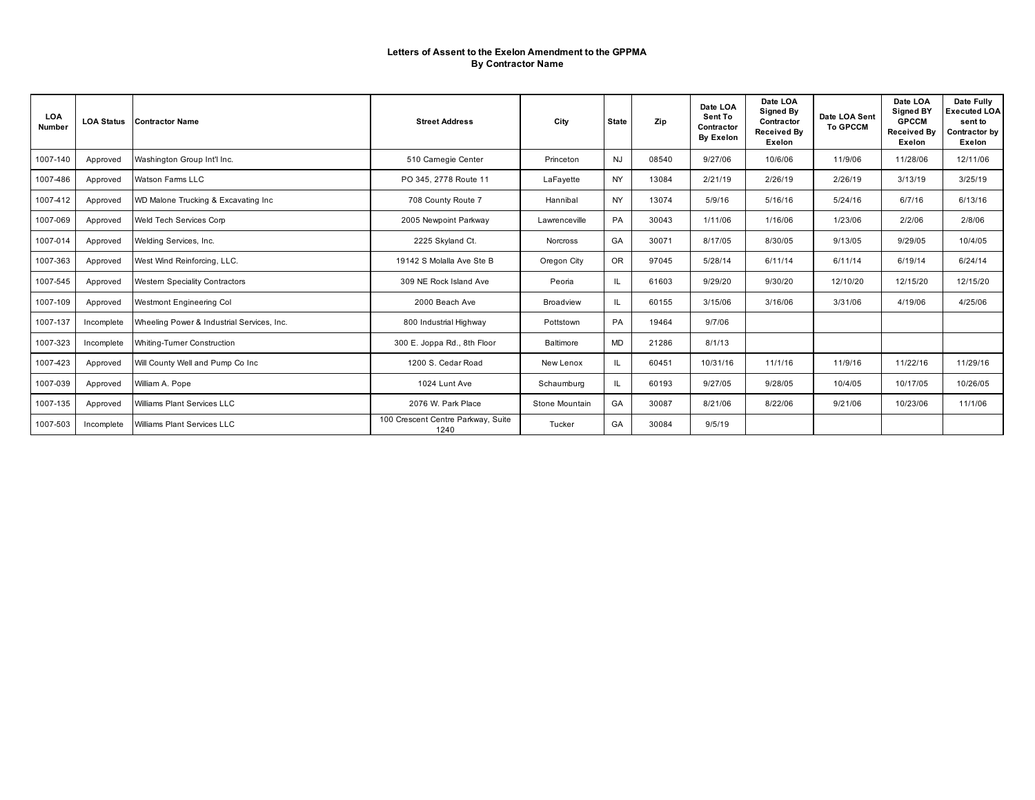**Letters of Assent to the Exelon Amendment to the GPPMA**
**By Contractor Name**

| LOA Number | LOA Status | Contractor Name | Street Address | City | State | Zip | Date LOA Sent To Contractor By Exelon | Date LOA Signed By Contractor Received By Exelon | Date LOA Sent To GPCCM | Date LOA Signed BY GPCCM Received By Exelon | Date Fully Executed LOA sent to Contractor by Exelon |
|---|---|---|---|---|---|---|---|---|---|---|---|
| 1007-140 | Approved | Washington Group Int'l Inc. | 510 Carnegie Center | Princeton | NJ | 08540 | 9/27/06 | 10/6/06 | 11/9/06 | 11/28/06 | 12/11/06 |
| 1007-486 | Approved | Watson Farms LLC | PO 345, 2778 Route 11 | LaFayette | NY | 13084 | 2/21/19 | 2/26/19 | 2/26/19 | 3/13/19 | 3/25/19 |
| 1007-412 | Approved | WD Malone Trucking & Excavating Inc | 708 County Route 7 | Hannibal | NY | 13074 | 5/9/16 | 5/16/16 | 5/24/16 | 6/7/16 | 6/13/16 |
| 1007-069 | Approved | Weld Tech Services Corp | 2005 Newpoint Parkway | Lawrenceville | PA | 30043 | 1/11/06 | 1/16/06 | 1/23/06 | 2/2/06 | 2/8/06 |
| 1007-014 | Approved | Welding Services, Inc. | 2225 Skyland Ct. | Norcross | GA | 30071 | 8/17/05 | 8/30/05 | 9/13/05 | 9/29/05 | 10/4/05 |
| 1007-363 | Approved | West Wind Reinforcing, LLC. | 19142 S Molalla Ave Ste B | Oregon City | OR | 97045 | 5/28/14 | 6/11/14 | 6/11/14 | 6/19/14 | 6/24/14 |
| 1007-545 | Approved | Western Speciality Contractors | 309 NE Rock Island Ave | Peoria | IL | 61603 | 9/29/20 | 9/30/20 | 12/10/20 | 12/15/20 | 12/15/20 |
| 1007-109 | Approved | Westmont Engineering Col | 2000 Beach Ave | Broadview | IL | 60155 | 3/15/06 | 3/16/06 | 3/31/06 | 4/19/06 | 4/25/06 |
| 1007-137 | Incomplete | Wheeling Power & Industrial Services, Inc. | 800 Industrial Highway | Pottstown | PA | 19464 | 9/7/06 | | | | |
| 1007-323 | Incomplete | Whiting-Turner Construction | 300 E. Joppa Rd., 8th Floor | Baltimore | MD | 21286 | 8/1/13 | | | | |
| 1007-423 | Approved | Will County Well and Pump Co Inc | 1200 S. Cedar Road | New Lenox | IL | 60451 | 10/31/16 | 11/1/16 | 11/9/16 | 11/22/16 | 11/29/16 |
| 1007-039 | Approved | William A. Pope | 1024 Lunt Ave | Schaumburg | IL | 60193 | 9/27/05 | 9/28/05 | 10/4/05 | 10/17/05 | 10/26/05 |
| 1007-135 | Approved | Williams Plant Services LLC | 2076 W. Park Place | Stone Mountain | GA | 30087 | 8/21/06 | 8/22/06 | 9/21/06 | 10/23/06 | 11/1/06 |
| 1007-503 | Incomplete | Williams Plant Services LLC | 100 Crescent Centre Parkway, Suite 1240 | Tucker | GA | 30084 | 9/5/19 | | | | |